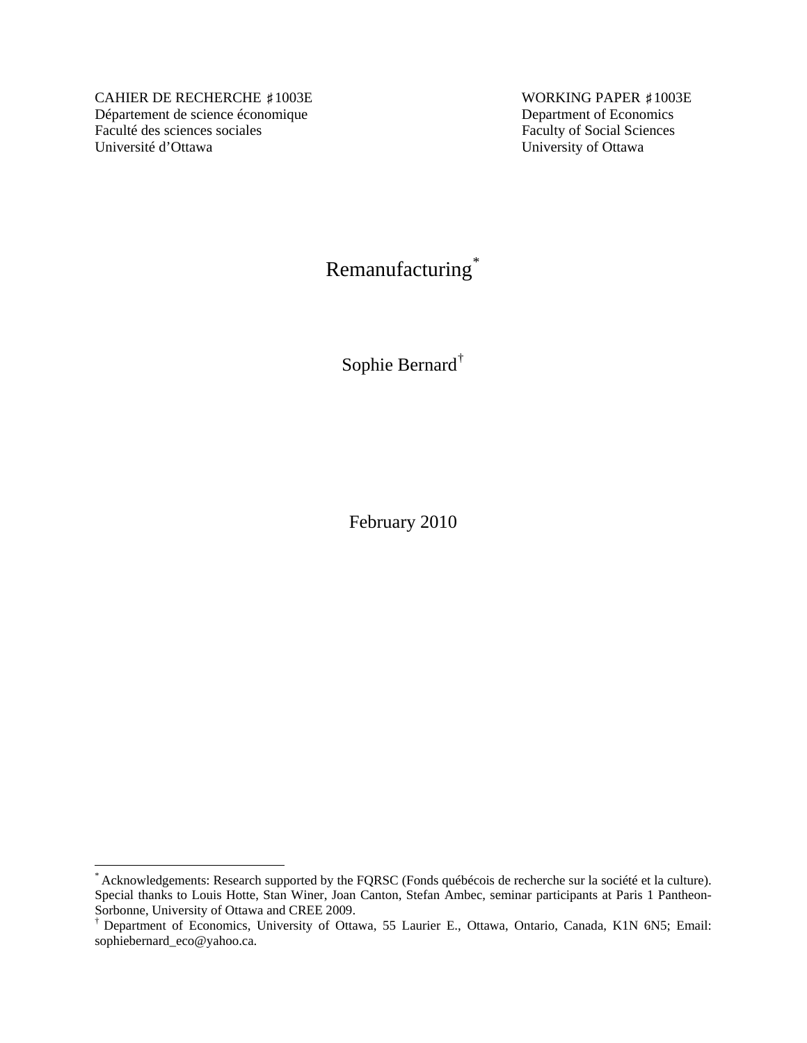CAHIER DE RECHERCHE ♯1003E
Département de science économique
Faculté des sciences sociales
Université d'Ottawa

WORKING PAPER ♯1003E
Department of Economics
Faculty of Social Sciences
University of Ottawa

# Remanufacturing[*]

Sophie Bernard[†]

February 2010

---

[*] Acknowledgements: Research supported by the FQRSC (Fonds québécois de recherche sur la société et la culture). Special thanks to Louis Hotte, Stan Winer, Joan Canton, Stefan Ambec, seminar participants at Paris 1 Pantheon-Sorbonne, University of Ottawa and CREE 2009.

[†] Department of Economics, University of Ottawa, 55 Laurier E., Ottawa, Ontario, Canada, K1N 6N5; Email: sophiebernard_eco@yahoo.ca.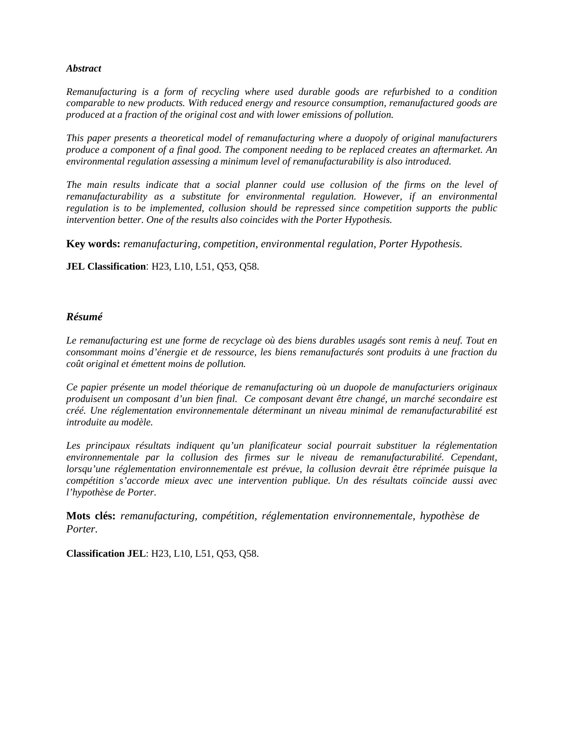***Abstract***

*Remanufacturing is a form of recycling where used durable goods are refurbished to a condition comparable to new products. With reduced energy and resource consumption, remanufactured goods are produced at a fraction of the original cost and with lower emissions of pollution.*

*This paper presents a theoretical model of remanufacturing where a duopoly of original manufacturers produce a component of a final good. The component needing to be replaced creates an aftermarket. An environmental regulation assessing a minimum level of remanufacturability is also introduced.*

*The main results indicate that a social planner could use collusion of the firms on the level of remanufacturability as a substitute for environmental regulation. However, if an environmental regulation is to be implemented, collusion should be repressed since competition supports the public intervention better. One of the results also coincides with the Porter Hypothesis.*

**Key words:** *remanufacturing, competition, environmental regulation, Porter Hypothesis.*

**JEL Classification**: H23, L10, L51, Q53, Q58.

***Résumé***

*Le remanufacturing est une forme de recyclage où des biens durables usagés sont remis à neuf. Tout en consommant moins d'énergie et de ressource, les biens remanufacturés sont produits à une fraction du coût original et émettent moins de pollution.*

*Ce papier présente un model théorique de remanufacturing où un duopole de manufacturiers originaux produisent un composant d'un bien final. Ce composant devant être changé, un marché secondaire est créé. Une réglementation environnementale déterminant un niveau minimal de remanufacturabilité est introduite au modèle.*

*Les principaux résultats indiquent qu'un planificateur social pourrait substituer la réglementation environnementale par la collusion des firmes sur le niveau de remanufacturabilité. Cependant, lorsqu'une réglementation environnementale est prévue, la collusion devrait être réprimée puisque la compétition s'accorde mieux avec une intervention publique. Un des résultats coïncide aussi avec l'hypothèse de Porter.*

**Mots clés:** *remanufacturing, compétition, réglementation environnementale, hypothèse de Porter.*

**Classification JEL**: H23, L10, L51, Q53, Q58.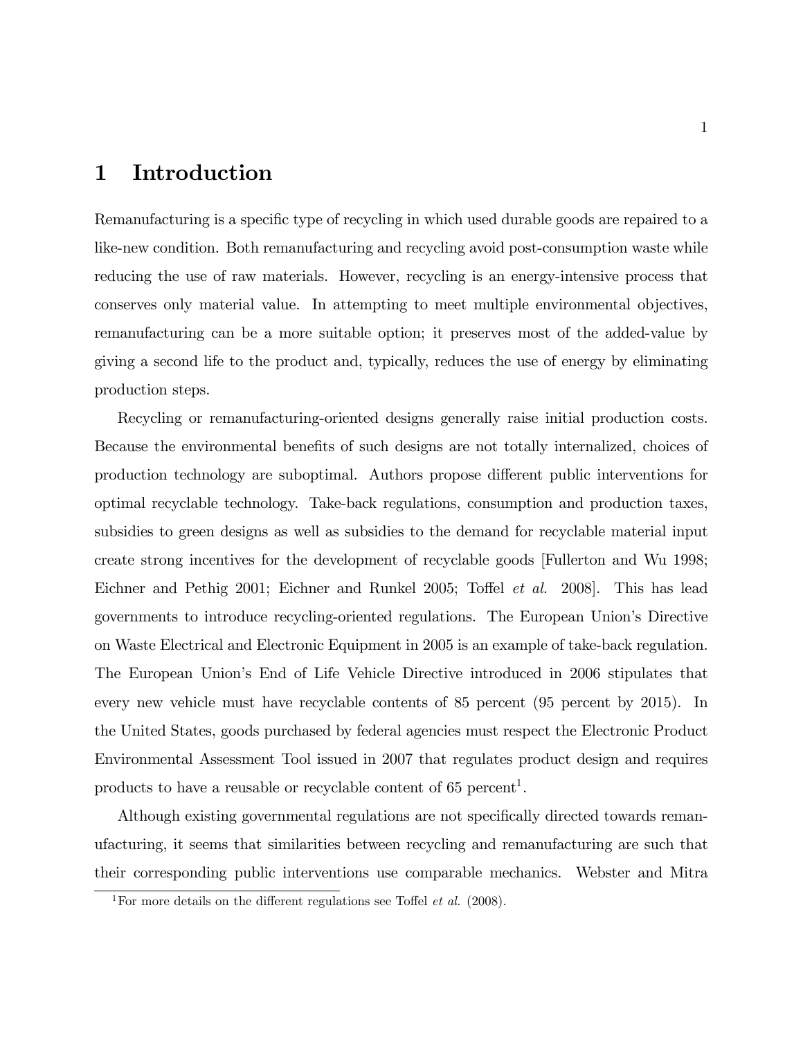# 1 Introduction

Remanufacturing is a specific type of recycling in which used durable goods are repaired to a like-new condition. Both remanufacturing and recycling avoid post-consumption waste while reducing the use of raw materials. However, recycling is an energy-intensive process that conserves only material value. In attempting to meet multiple environmental objectives, remanufacturing can be a more suitable option; it preserves most of the added-value by giving a second life to the product and, typically, reduces the use of energy by eliminating production steps.

Recycling or remanufacturing-oriented designs generally raise initial production costs. Because the environmental benefits of such designs are not totally internalized, choices of production technology are suboptimal. Authors propose different public interventions for optimal recyclable technology. Take-back regulations, consumption and production taxes, subsidies to green designs as well as subsidies to the demand for recyclable material input create strong incentives for the development of recyclable goods [Fullerton and Wu 1998; Eichner and Pethig 2001; Eichner and Runkel 2005; Toffel *et al.* 2008]. This has lead governments to introduce recycling-oriented regulations. The European Union's Directive on Waste Electrical and Electronic Equipment in 2005 is an example of take-back regulation. The European Union's End of Life Vehicle Directive introduced in 2006 stipulates that every new vehicle must have recyclable contents of 85 percent (95 percent by 2015). In the United States, goods purchased by federal agencies must respect the Electronic Product Environmental Assessment Tool issued in 2007 that regulates product design and requires products to have a reusable or recyclable content of 65 percent[1].

Although existing governmental regulations are not specifically directed towards remanufacturing, it seems that similarities between recycling and remanufacturing are such that their corresponding public interventions use comparable mechanics. Webster and Mitra

[1] For more details on the different regulations see Toffel *et al.* (2008).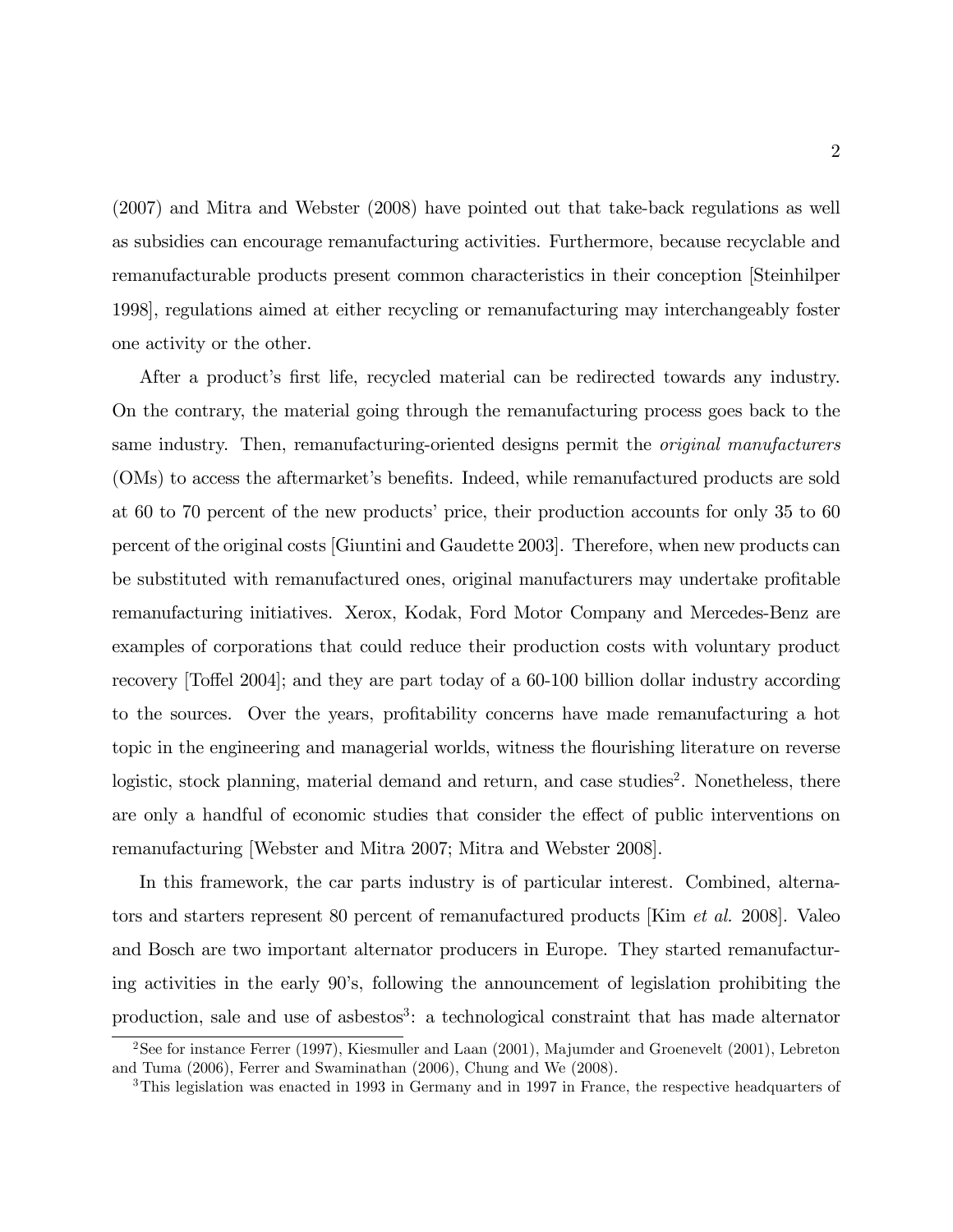(2007) and Mitra and Webster (2008) have pointed out that take-back regulations as well as subsidies can encourage remanufacturing activities. Furthermore, because recyclable and remanufacturable products present common characteristics in their conception [Steinhilper 1998], regulations aimed at either recycling or remanufacturing may interchangeably foster one activity or the other.

After a product's first life, recycled material can be redirected towards any industry. On the contrary, the material going through the remanufacturing process goes back to the same industry. Then, remanufacturing-oriented designs permit the *original manufacturers* (OMs) to access the aftermarket's benefits. Indeed, while remanufactured products are sold at 60 to 70 percent of the new products' price, their production accounts for only 35 to 60 percent of the original costs [Giuntini and Gaudette 2003]. Therefore, when new products can be substituted with remanufactured ones, original manufacturers may undertake profitable remanufacturing initiatives. Xerox, Kodak, Ford Motor Company and Mercedes-Benz are examples of corporations that could reduce their production costs with voluntary product recovery [Toffel 2004]; and they are part today of a 60-100 billion dollar industry according to the sources. Over the years, profitability concerns have made remanufacturing a hot topic in the engineering and managerial worlds, witness the flourishing literature on reverse logistic, stock planning, material demand and return, and case studies[2]. Nonetheless, there are only a handful of economic studies that consider the effect of public interventions on remanufacturing [Webster and Mitra 2007; Mitra and Webster 2008].

In this framework, the car parts industry is of particular interest. Combined, alternators and starters represent 80 percent of remanufactured products [Kim *et al.* 2008]. Valeo and Bosch are two important alternator producers in Europe. They started remanufacturing activities in the early 90's, following the announcement of legislation prohibiting the production, sale and use of asbestos[3]: a technological constraint that has made alternator

[2] See for instance Ferrer (1997), Kiesmuller and Laan (2001), Majumder and Groenevelt (2001), Lebreton and Tuma (2006), Ferrer and Swaminathan (2006), Chung and We (2008).

[3] This legislation was enacted in 1993 in Germany and in 1997 in France, the respective headquarters of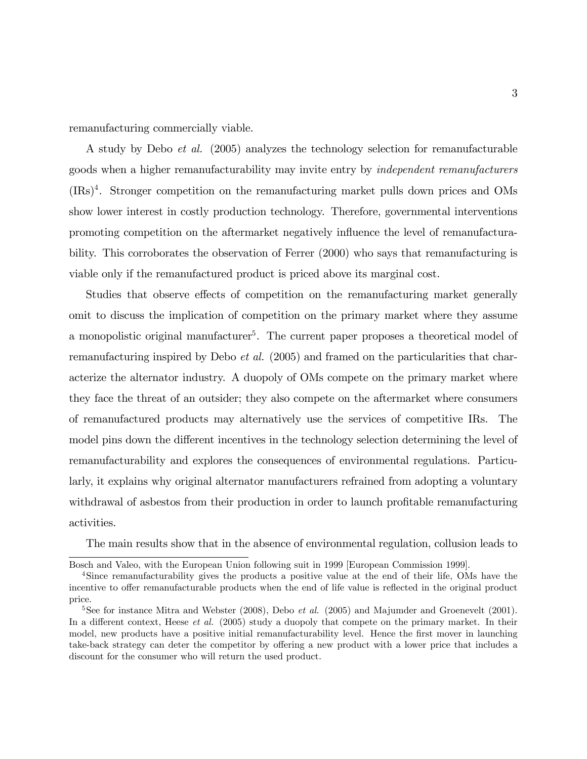remanufacturing commercially viable.

A study by Debo *et al.* (2005) analyzes the technology selection for remanufacturable goods when a higher remanufacturability may invite entry by *independent remanufacturers* (IRs)[4]. Stronger competition on the remanufacturing market pulls down prices and OMs show lower interest in costly production technology. Therefore, governmental interventions promoting competition on the aftermarket negatively influence the level of remanufacturability. This corroborates the observation of Ferrer (2000) who says that remanufacturing is viable only if the remanufactured product is priced above its marginal cost.

Studies that observe effects of competition on the remanufacturing market generally omit to discuss the implication of competition on the primary market where they assume a monopolistic original manufacturer[5]. The current paper proposes a theoretical model of remanufacturing inspired by Debo *et al.* (2005) and framed on the particularities that characterize the alternator industry. A duopoly of OMs compete on the primary market where they face the threat of an outsider; they also compete on the aftermarket where consumers of remanufactured products may alternatively use the services of competitive IRs. The model pins down the different incentives in the technology selection determining the level of remanufacturability and explores the consequences of environmental regulations. Particularly, it explains why original alternator manufacturers refrained from adopting a voluntary withdrawal of asbestos from their production in order to launch profitable remanufacturing activities.

The main results show that in the absence of environmental regulation, collusion leads to

---

Bosch and Valeo, with the European Union following suit in 1999 [European Commission 1999].

[4] Since remanufacturability gives the products a positive value at the end of their life, OMs have the incentive to offer remanufacturable products when the end of life value is reflected in the original product price.

[5] See for instance Mitra and Webster (2008), Debo *et al.* (2005) and Majumder and Groenevelt (2001). In a different context, Heese *et al.* (2005) study a duopoly that compete on the primary market. In their model, new products have a positive initial remanufacturability level. Hence the first mover in launching take-back strategy can deter the competitor by offering a new product with a lower price that includes a discount for the consumer who will return the used product.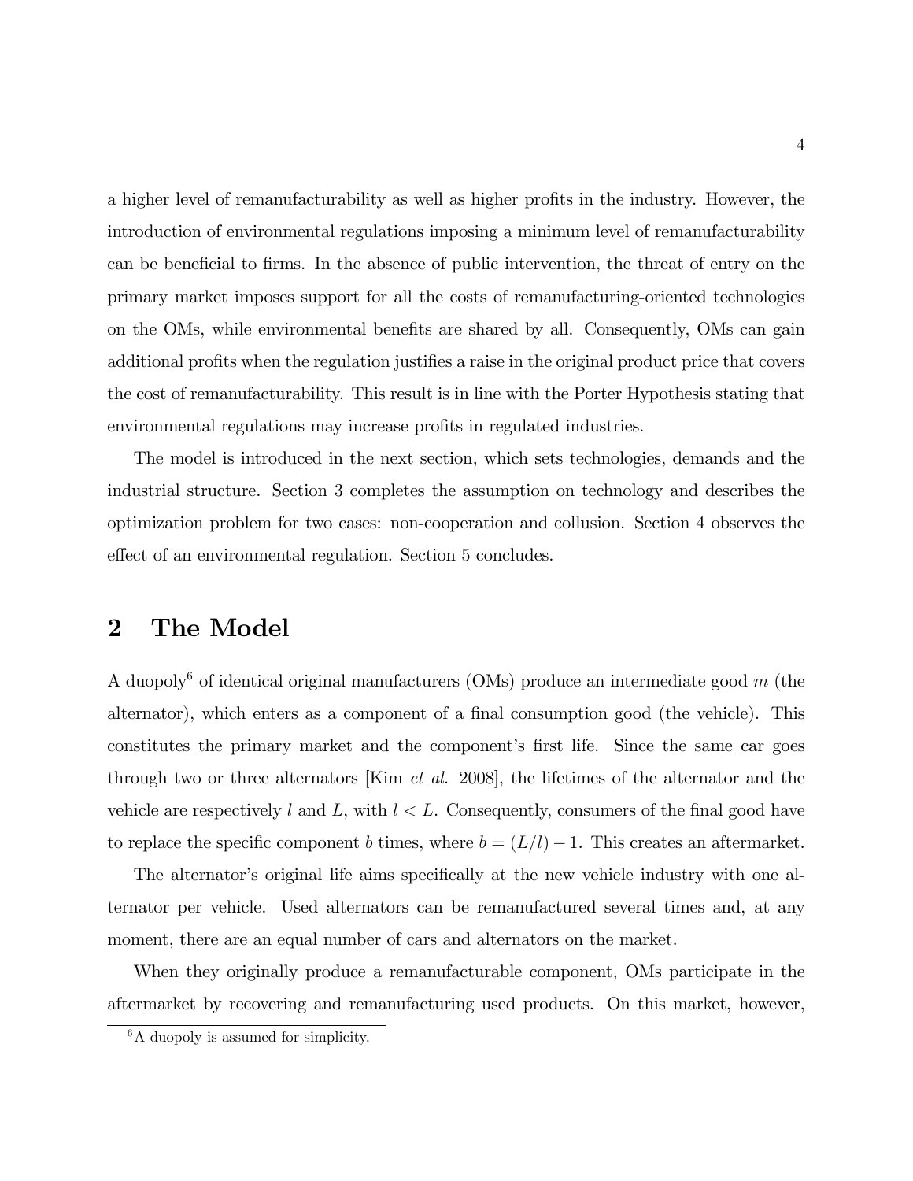a higher level of remanufacturability as well as higher profits in the industry. However, the introduction of environmental regulations imposing a minimum level of remanufacturability can be beneficial to firms. In the absence of public intervention, the threat of entry on the primary market imposes support for all the costs of remanufacturing-oriented technologies on the OMs, while environmental benefits are shared by all. Consequently, OMs can gain additional profits when the regulation justifies a raise in the original product price that covers the cost of remanufacturability. This result is in line with the Porter Hypothesis stating that environmental regulations may increase profits in regulated industries.

The model is introduced in the next section, which sets technologies, demands and the industrial structure. Section 3 completes the assumption on technology and describes the optimization problem for two cases: non-cooperation and collusion. Section 4 observes the effect of an environmental regulation. Section 5 concludes.

## 2 The Model

A duopoly[6] of identical original manufacturers (OMs) produce an intermediate good $m$ (the alternator), which enters as a component of a final consumption good (the vehicle). This constitutes the primary market and the component's first life. Since the same car goes through two or three alternators [Kim *et al.* 2008], the lifetimes of the alternator and the vehicle are respectively $l$ and $L$, with $l < L$. Consequently, consumers of the final good have to replace the specific component $b$ times, where $b = (L/l) - 1$. This creates an aftermarket.

The alternator's original life aims specifically at the new vehicle industry with one alternator per vehicle. Used alternators can be remanufactured several times and, at any moment, there are an equal number of cars and alternators on the market.

When they originally produce a remanufacturable component, OMs participate in the aftermarket by recovering and remanufacturing used products. On this market, however,

[6] A duopoly is assumed for simplicity.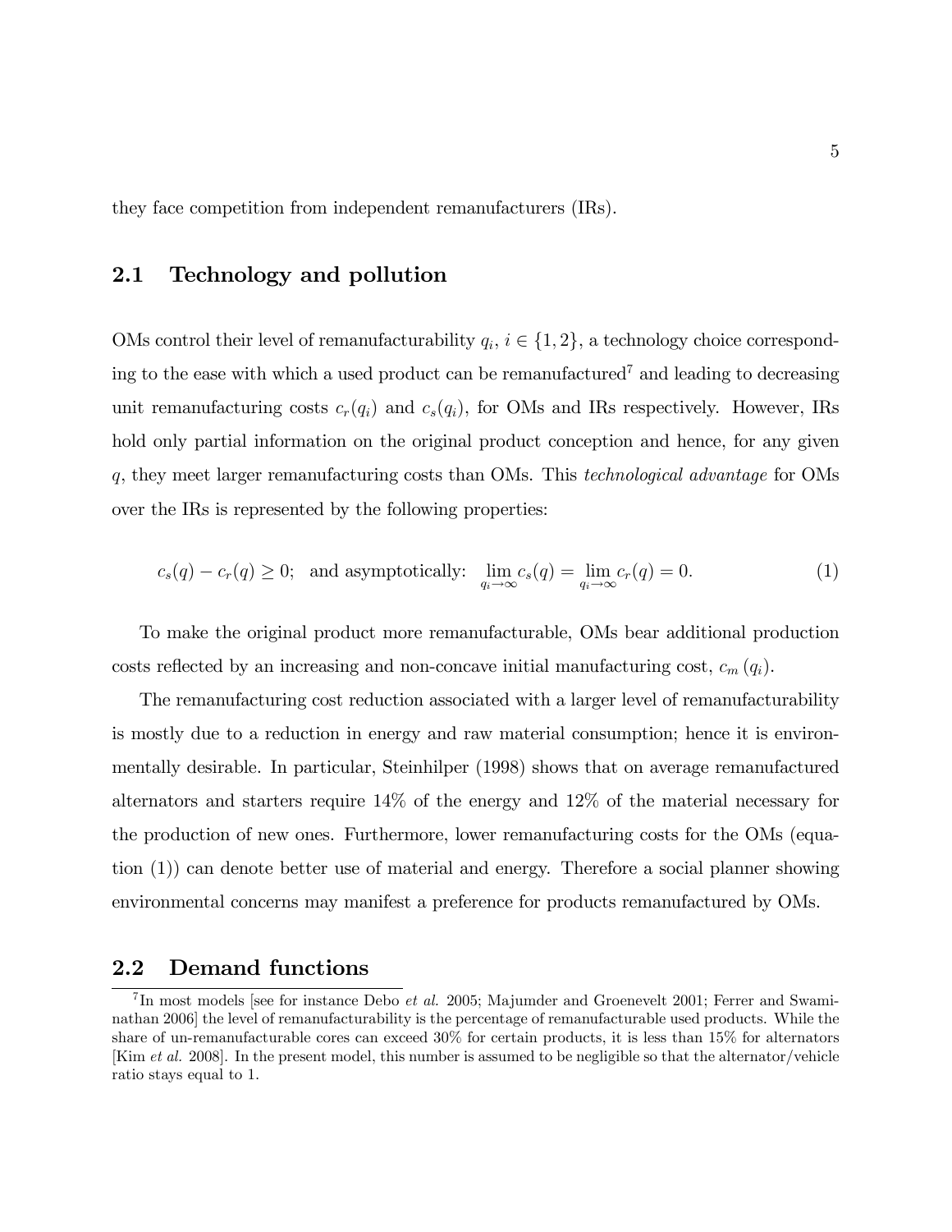they face competition from independent remanufacturers (IRs).

## 2.1 Technology and pollution

OMs control their level of remanufacturability $q_i$, $i \in \{1, 2\}$, a technology choice corresponding to the ease with which a used product can be remanufactured[7] and leading to decreasing unit remanufacturing costs $c_r(q_i)$ and $c_s(q_i)$, for OMs and IRs respectively. However, IRs hold only partial information on the original product conception and hence, for any given $q$, they meet larger remanufacturing costs than OMs. This *technological advantage* for OMs over the IRs is represented by the following properties:

$$c_s(q) - c_r(q) \geq 0; \quad \text{and asymptotically:} \quad \lim_{q_i \to \infty} c_s(q) = \lim_{q_i \to \infty} c_r(q) = 0. \tag{1}$$

To make the original product more remanufacturable, OMs bear additional production costs reflected by an increasing and non-concave initial manufacturing cost, $c_m(q_i)$.

The remanufacturing cost reduction associated with a larger level of remanufacturability is mostly due to a reduction in energy and raw material consumption; hence it is environmentally desirable. In particular, Steinhilper (1998) shows that on average remanufactured alternators and starters require 14% of the energy and 12% of the material necessary for the production of new ones. Furthermore, lower remanufacturing costs for the OMs (equation (1)) can denote better use of material and energy. Therefore a social planner showing environmental concerns may manifest a preference for products remanufactured by OMs.

## 2.2 Demand functions

[7] In most models [see for instance Debo *et al.* 2005; Majumder and Groenevelt 2001; Ferrer and Swaminathan 2006] the level of remanufacturability is the percentage of remanufacturable used products. While the share of un-remanufacturable cores can exceed 30% for certain products, it is less than 15% for alternators [Kim *et al.* 2008]. In the present model, this number is assumed to be negligible so that the alternator/vehicle ratio stays equal to 1.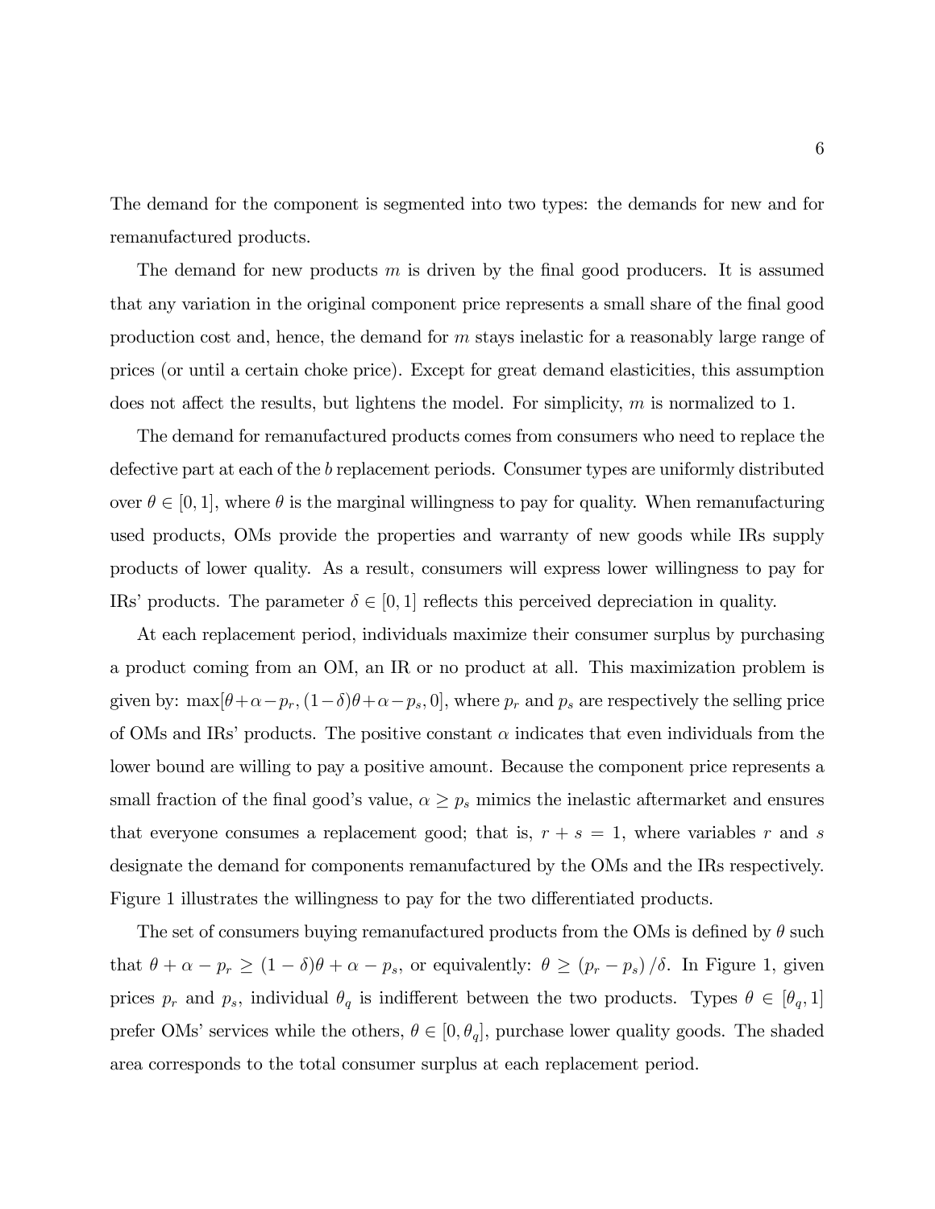The demand for the component is segmented into two types: the demands for new and for remanufactured products.

The demand for new products $m$ is driven by the final good producers. It is assumed that any variation in the original component price represents a small share of the final good production cost and, hence, the demand for $m$ stays inelastic for a reasonably large range of prices (or until a certain choke price). Except for great demand elasticities, this assumption does not affect the results, but lightens the model. For simplicity, $m$ is normalized to 1.

The demand for remanufactured products comes from consumers who need to replace the defective part at each of the $b$ replacement periods. Consumer types are uniformly distributed over $\theta \in [0, 1]$, where $\theta$ is the marginal willingness to pay for quality. When remanufacturing used products, OMs provide the properties and warranty of new goods while IRs supply products of lower quality. As a result, consumers will express lower willingness to pay for IRs' products. The parameter $\delta \in [0, 1]$ reflects this perceived depreciation in quality.

At each replacement period, individuals maximize their consumer surplus by purchasing a product coming from an OM, an IR or no product at all. This maximization problem is given by: $\max[\theta+\alpha-p_r, (1-\delta)\theta+\alpha-p_s, 0]$, where $p_r$ and $p_s$ are respectively the selling price of OMs and IRs' products. The positive constant $\alpha$ indicates that even individuals from the lower bound are willing to pay a positive amount. Because the component price represents a small fraction of the final good's value, $\alpha \geq p_s$ mimics the inelastic aftermarket and ensures that everyone consumes a replacement good; that is, $r + s = 1$, where variables $r$ and $s$ designate the demand for components remanufactured by the OMs and the IRs respectively. Figure 1 illustrates the willingness to pay for the two differentiated products.

The set of consumers buying remanufactured products from the OMs is defined by $\theta$ such that $\theta + \alpha - p_r \geq (1 - \delta)\theta + \alpha - p_s$, or equivalently: $\theta \geq (p_r - p_s)/\delta$. In Figure 1, given prices $p_r$ and $p_s$, individual $\theta_q$ is indifferent between the two products. Types $\theta \in [\theta_q, 1]$ prefer OMs' services while the others, $\theta \in [0, \theta_q]$, purchase lower quality goods. The shaded area corresponds to the total consumer surplus at each replacement period.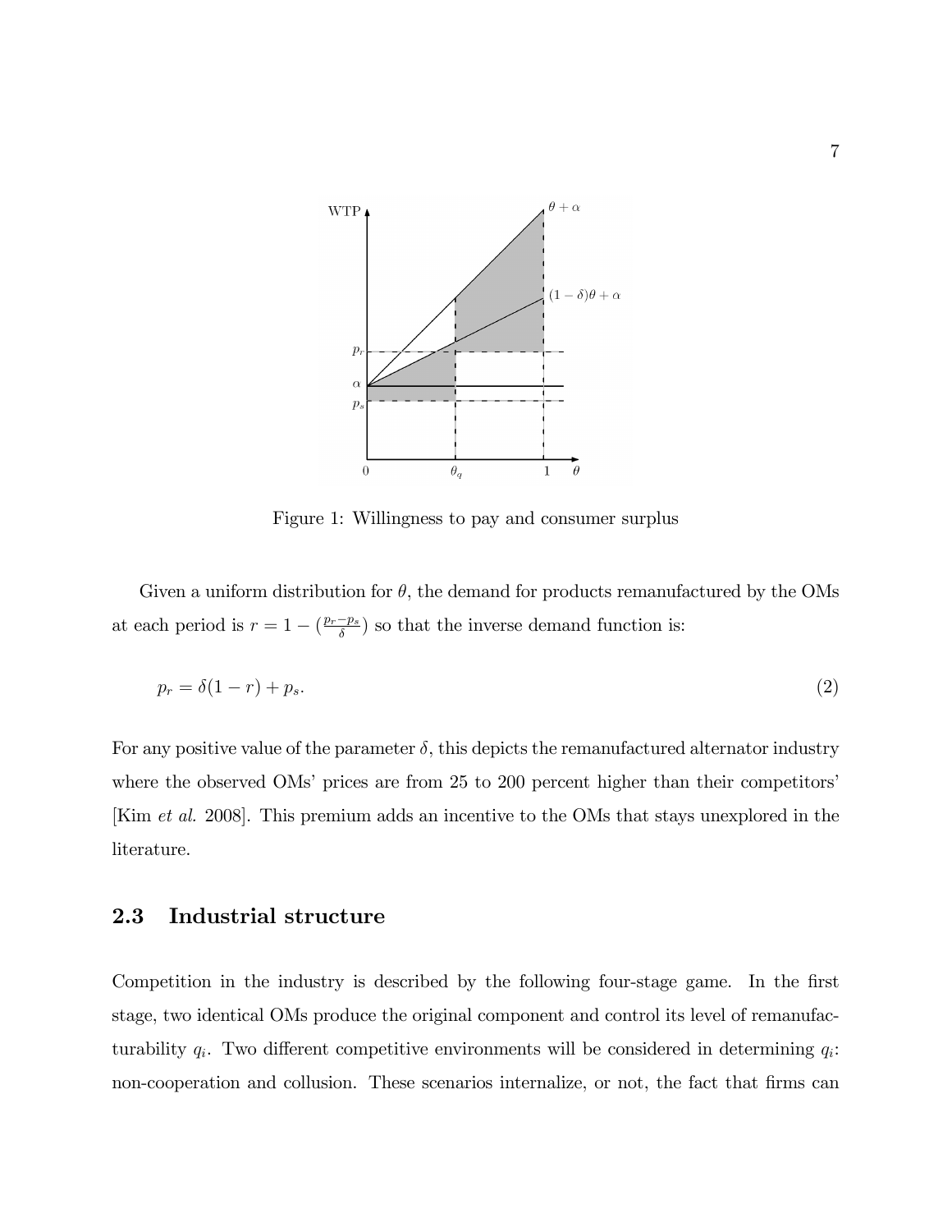Figure 1: Willingness to pay and consumer surplus

Given a uniform distribution for $\theta$, the demand for products remanufactured by the OMs at each period is $r = 1 - (\frac{p_r - p_s}{\delta})$ so that the inverse demand function is:

$$p_r = \delta(1 - r) + p_s. \tag{2}$$

For any positive value of the parameter $\delta$, this depicts the remanufactured alternator industry where the observed OMs' prices are from 25 to 200 percent higher than their competitors' [Kim *et al.* 2008]. This premium adds an incentive to the OMs that stays unexplored in the literature.

## 2.3 Industrial structure

Competition in the industry is described by the following four-stage game. In the first stage, two identical OMs produce the original component and control its level of remanufacturability $q_i$. Two different competitive environments will be considered in determining $q_i$: non-cooperation and collusion. These scenarios internalize, or not, the fact that firms can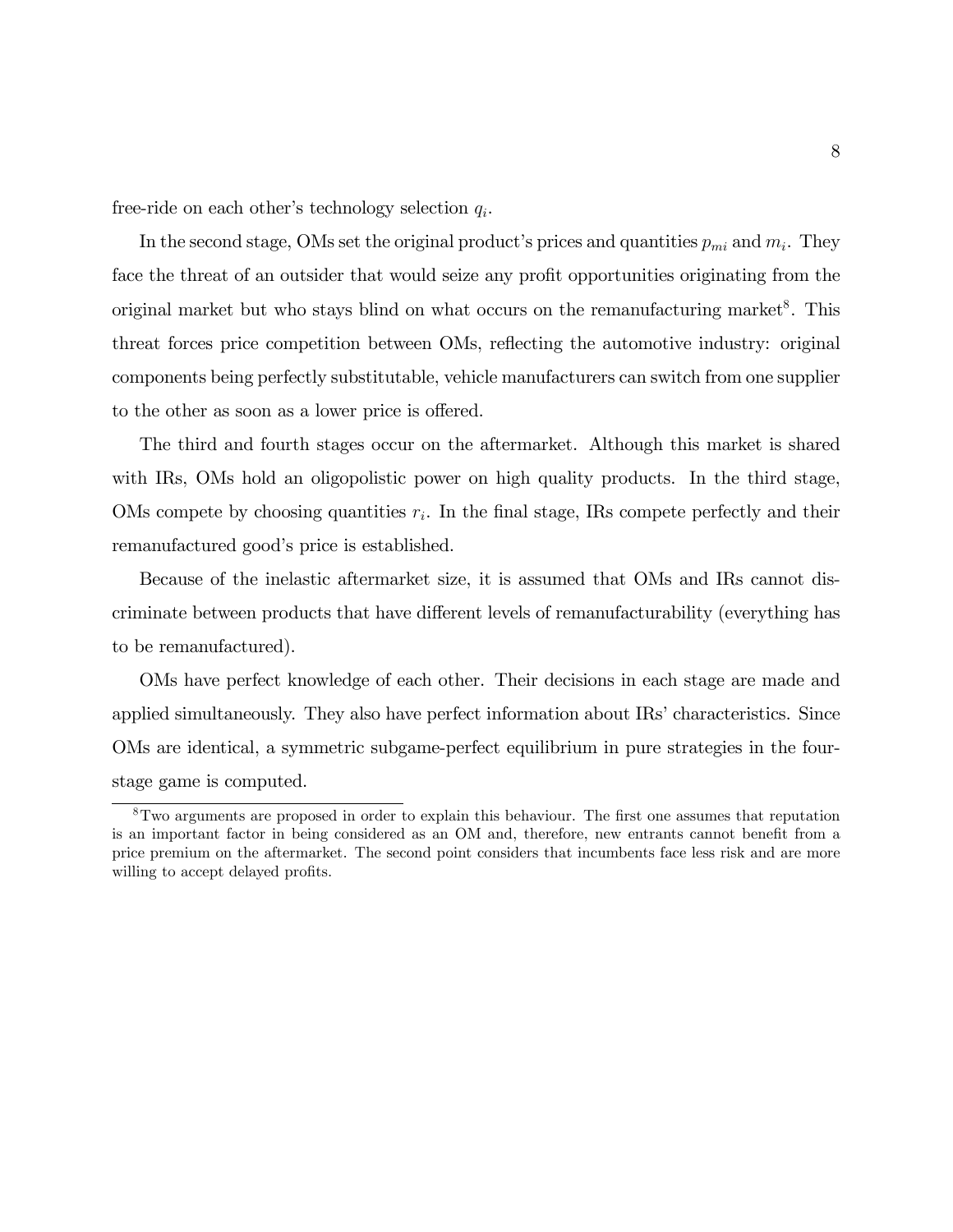free-ride on each other's technology selection $q_i$.

In the second stage, OMs set the original product's prices and quantities $p_{mi}$ and $m_i$. They face the threat of an outsider that would seize any profit opportunities originating from the original market but who stays blind on what occurs on the remanufacturing market[8]. This threat forces price competition between OMs, reflecting the automotive industry: original components being perfectly substitutable, vehicle manufacturers can switch from one supplier to the other as soon as a lower price is offered.

The third and fourth stages occur on the aftermarket. Although this market is shared with IRs, OMs hold an oligopolistic power on high quality products. In the third stage, OMs compete by choosing quantities $r_i$. In the final stage, IRs compete perfectly and their remanufactured good's price is established.

Because of the inelastic aftermarket size, it is assumed that OMs and IRs cannot discriminate between products that have different levels of remanufacturability (everything has to be remanufactured).

OMs have perfect knowledge of each other. Their decisions in each stage are made and applied simultaneously. They also have perfect information about IRs' characteristics. Since OMs are identical, a symmetric subgame-perfect equilibrium in pure strategies in the four-stage game is computed.

[8] Two arguments are proposed in order to explain this behaviour. The first one assumes that reputation is an important factor in being considered as an OM and, therefore, new entrants cannot benefit from a price premium on the aftermarket. The second point considers that incumbents face less risk and are more willing to accept delayed profits.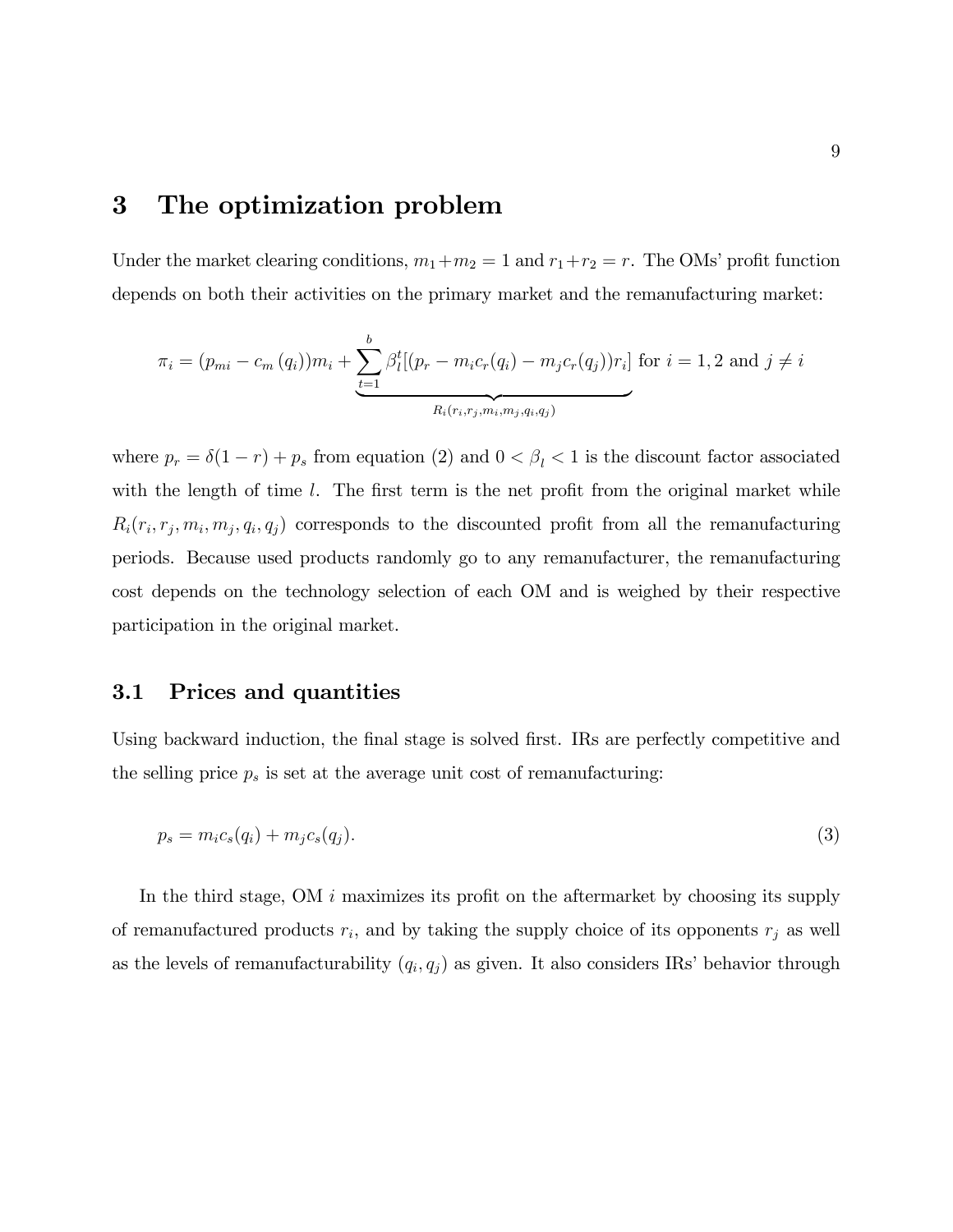# 3 The optimization problem

Under the market clearing conditions, $m_1 + m_2 = 1$ and $r_1 + r_2 = r$. The OMs' profit function depends on both their activities on the primary market and the remanufacturing market:

$$\pi_i = (p_{mi} - c_m(q_i))m_i + \underbrace{\sum_{t=1}^{b} \beta_l^t [(p_r - m_i c_r(q_i) - m_j c_r(q_j))r_i]}_{R_i(r_i, r_j, m_i, m_j, q_i, q_j)} \text{ for } i = 1, 2 \text{ and } j \neq i$$

where $p_r = \delta(1 - r) + p_s$ from equation (2) and $0 < \beta_l < 1$ is the discount factor associated with the length of time $l$. The first term is the net profit from the original market while $R_i(r_i, r_j, m_i, m_j, q_i, q_j)$ corresponds to the discounted profit from all the remanufacturing periods. Because used products randomly go to any remanufacturer, the remanufacturing cost depends on the technology selection of each OM and is weighed by their respective participation in the original market.

## 3.1 Prices and quantities

Using backward induction, the final stage is solved first. IRs are perfectly competitive and the selling price $p_s$ is set at the average unit cost of remanufacturing:

$$p_s = m_i c_s(q_i) + m_j c_s(q_j). \tag{3}$$

In the third stage, OM $i$ maximizes its profit on the aftermarket by choosing its supply of remanufactured products $r_i$, and by taking the supply choice of its opponents $r_j$ as well as the levels of remanufacturability $(q_i, q_j)$ as given. It also considers IRs' behavior through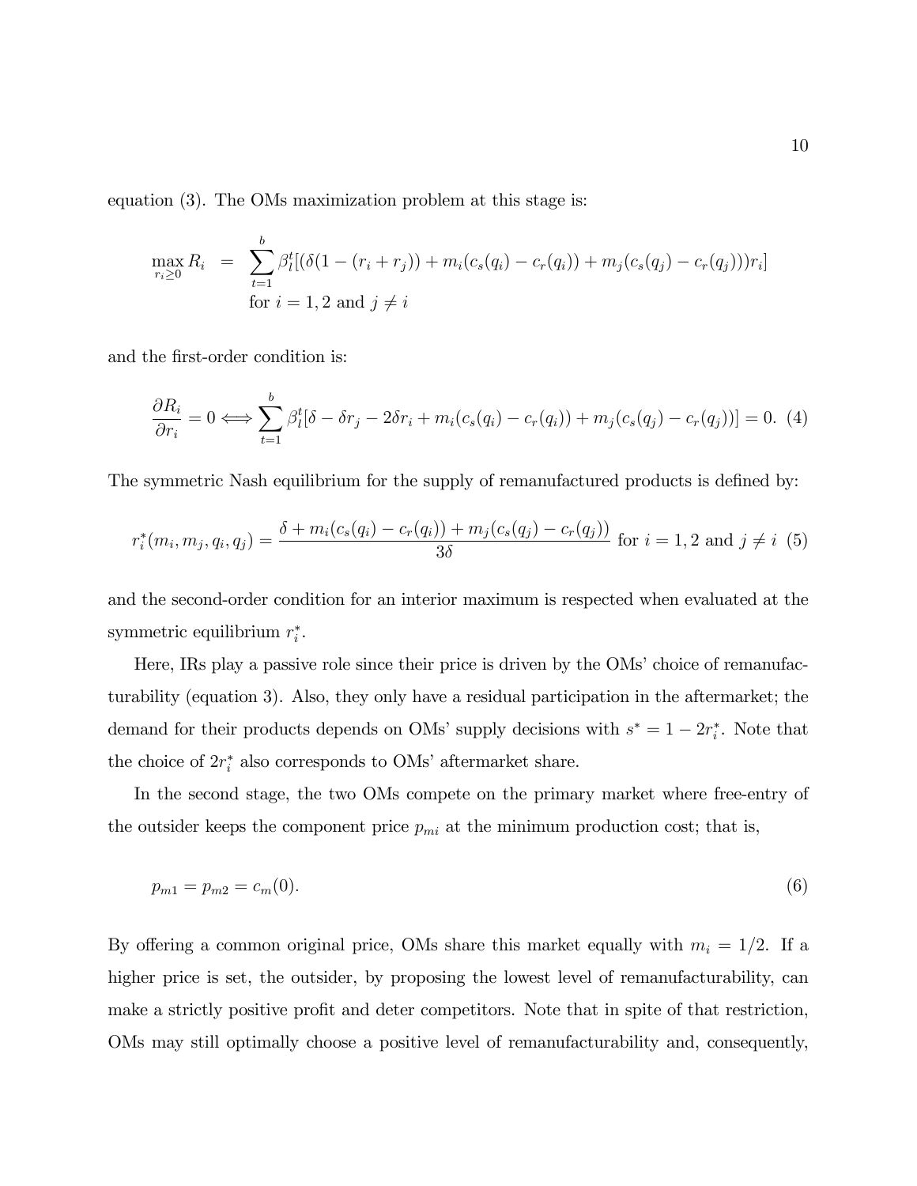equation (3). The OMs maximization problem at this stage is:

$$\max_{r_i \geq 0} R_i = \sum_{t=1}^{b} \beta_l^t [(\delta(1-(r_i+r_j)) + m_i(c_s(q_i) - c_r(q_i)) + m_j(c_s(q_j) - c_r(q_j)))r_i]$$
$$\text{for } i = 1,2 \text{ and } j \neq i$$

and the first-order condition is:

$$\frac{\partial R_i}{\partial r_i} = 0 \Longleftrightarrow \sum_{t=1}^{b} \beta_l^t [\delta - \delta r_j - 2\delta r_i + m_i(c_s(q_i) - c_r(q_i)) + m_j(c_s(q_j) - c_r(q_j))] = 0. \quad (4)$$

The symmetric Nash equilibrium for the supply of remanufactured products is defined by:

$$r_i^*(m_i, m_j, q_i, q_j) = \frac{\delta + m_i(c_s(q_i) - c_r(q_i)) + m_j(c_s(q_j) - c_r(q_j))}{3\delta} \text{ for } i = 1,2 \text{ and } j \neq i \quad (5)$$

and the second-order condition for an interior maximum is respected when evaluated at the symmetric equilibrium $r_i^*$.

Here, IRs play a passive role since their price is driven by the OMs' choice of remanufacturability (equation 3). Also, they only have a residual participation in the aftermarket; the demand for their products depends on OMs' supply decisions with $s^* = 1 - 2r_i^*$. Note that the choice of $2r_i^*$ also corresponds to OMs' aftermarket share.

In the second stage, the two OMs compete on the primary market where free-entry of the outsider keeps the component price $p_{mi}$ at the minimum production cost; that is,

$$p_{m1} = p_{m2} = c_m(0). \quad (6)$$

By offering a common original price, OMs share this market equally with $m_i = 1/2$. If a higher price is set, the outsider, by proposing the lowest level of remanufacturability, can make a strictly positive profit and deter competitors. Note that in spite of that restriction, OMs may still optimally choose a positive level of remanufacturability and, consequently,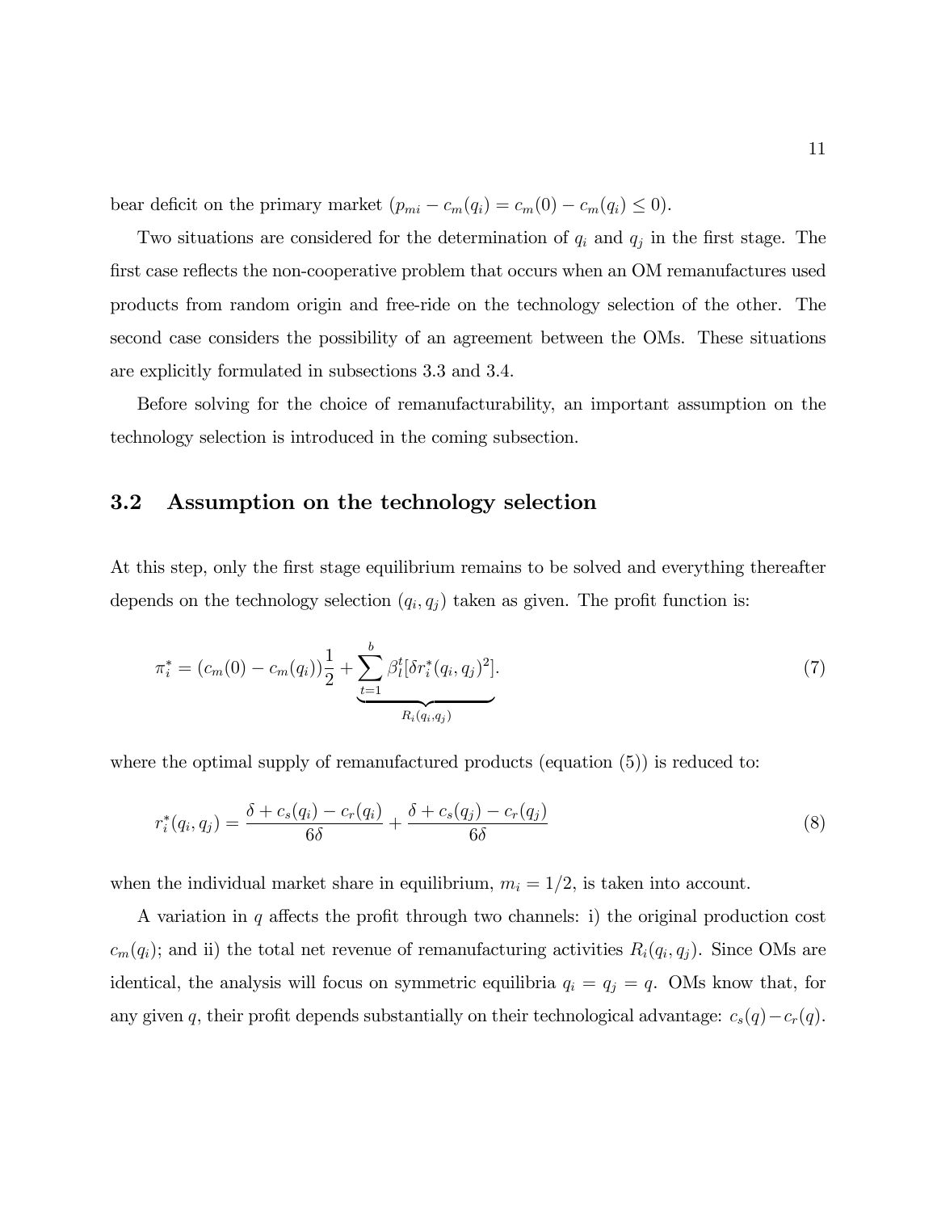bear deficit on the primary market ($p_{mi} - c_m(q_i) = c_m(0) - c_m(q_i) \leq 0$).

Two situations are considered for the determination of $q_i$ and $q_j$ in the first stage. The first case reflects the non-cooperative problem that occurs when an OM remanufactures used products from random origin and free-ride on the technology selection of the other. The second case considers the possibility of an agreement between the OMs. These situations are explicitly formulated in subsections 3.3 and 3.4.

Before solving for the choice of remanufacturability, an important assumption on the technology selection is introduced in the coming subsection.

## 3.2 Assumption on the technology selection

At this step, only the first stage equilibrium remains to be solved and everything thereafter depends on the technology selection $(q_i, q_j)$ taken as given. The profit function is:

$$\pi_i^* = (c_m(0) - c_m(q_i))\frac{1}{2} + \underbrace{\sum_{t=1}^{b} \beta_l^t [\delta r_i^*(q_i, q_j)^2]}_{R_i(q_i, q_j)}. \tag{7}$$

where the optimal supply of remanufactured products (equation (5)) is reduced to:

$$r_i^*(q_i, q_j) = \frac{\delta + c_s(q_i) - c_r(q_i)}{6\delta} + \frac{\delta + c_s(q_j) - c_r(q_j)}{6\delta} \tag{8}$$

when the individual market share in equilibrium, $m_i = 1/2$, is taken into account.

A variation in $q$ affects the profit through two channels: i) the original production cost $c_m(q_i)$; and ii) the total net revenue of remanufacturing activities $R_i(q_i, q_j)$. Since OMs are identical, the analysis will focus on symmetric equilibria $q_i = q_j = q$. OMs know that, for any given $q$, their profit depends substantially on their technological advantage: $c_s(q) - c_r(q)$.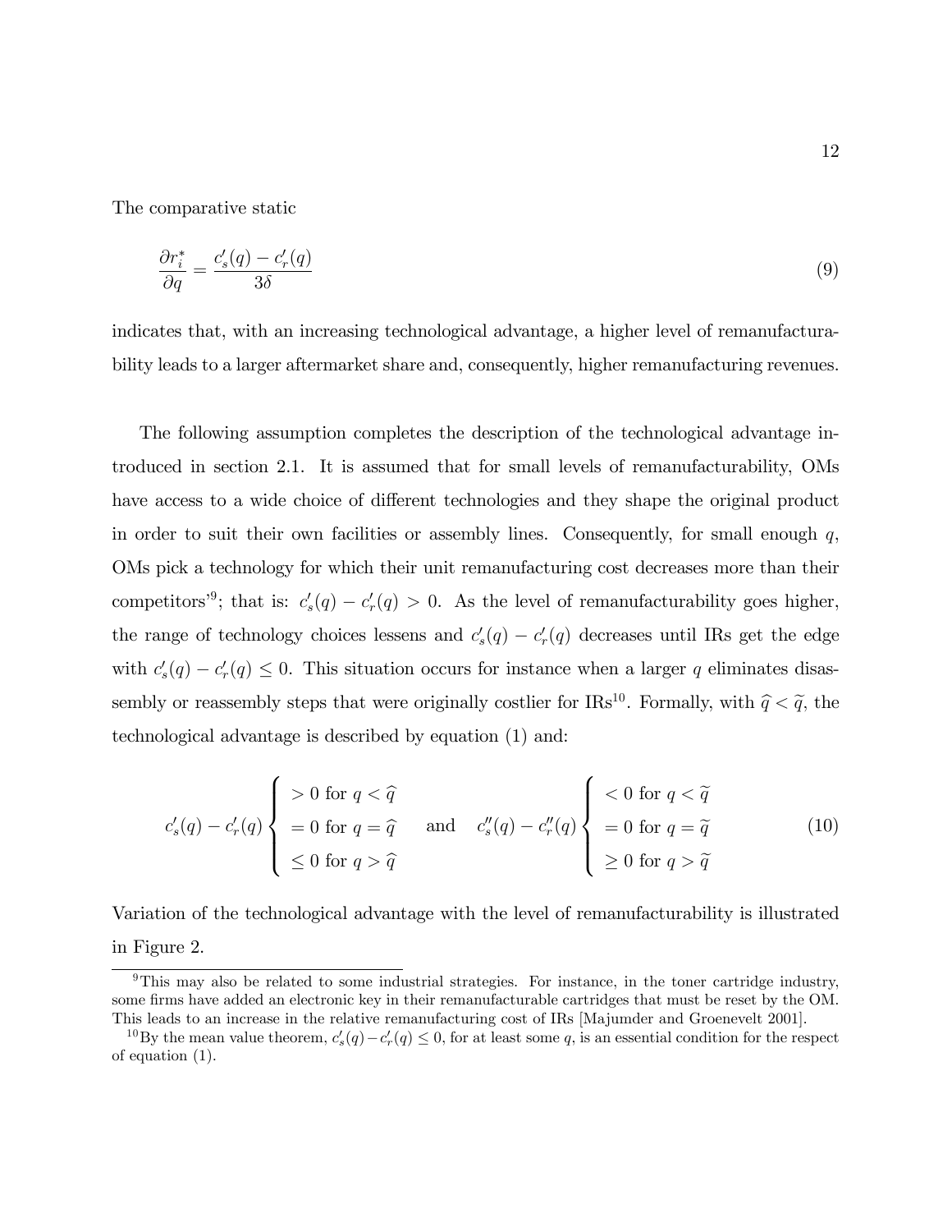The comparative static

$$\frac{\partial r_i^*}{\partial q} = \frac{c_s'(q) - c_r'(q)}{3\delta} \tag{9}$$

indicates that, with an increasing technological advantage, a higher level of remanufacturability leads to a larger aftermarket share and, consequently, higher remanufacturing revenues.

The following assumption completes the description of the technological advantage introduced in section 2.1. It is assumed that for small levels of remanufacturability, OMs have access to a wide choice of different technologies and they shape the original product in order to suit their own facilities or assembly lines. Consequently, for small enough $q$, OMs pick a technology for which their unit remanufacturing cost decreases more than their competitors'[9]; that is: $c_s'(q) - c_r'(q) > 0$. As the level of remanufacturability goes higher, the range of technology choices lessens and $c_s'(q) - c_r'(q)$ decreases until IRs get the edge with $c_s'(q) - c_r'(q) \leq 0$. This situation occurs for instance when a larger $q$ eliminates disassembly or reassembly steps that were originally costlier for IRs[10]. Formally, with $\widehat{q} < \widetilde{q}$, the technological advantage is described by equation (1) and:

$$c_s'(q) - c_r'(q) \begin{cases} > 0 \text{ for } q < \widehat{q} \\ = 0 \text{ for } q = \widehat{q} \\ \leq 0 \text{ for } q > \widehat{q} \end{cases} \quad \text{and} \quad c_s''(q) - c_r''(q) \begin{cases} < 0 \text{ for } q < \widetilde{q} \\ = 0 \text{ for } q = \widetilde{q} \\ \geq 0 \text{ for } q > \widetilde{q} \end{cases} \tag{10}$$

Variation of the technological advantage with the level of remanufacturability is illustrated in Figure 2.

---

[9] This may also be related to some industrial strategies. For instance, in the toner cartridge industry, some firms have added an electronic key in their remanufacturable cartridges that must be reset by the OM. This leads to an increase in the relative remanufacturing cost of IRs [Majumder and Groenevelt 2001].

[10] By the mean value theorem, $c_s'(q) - c_r'(q) \leq 0$, for at least some $q$, is an essential condition for the respect of equation (1).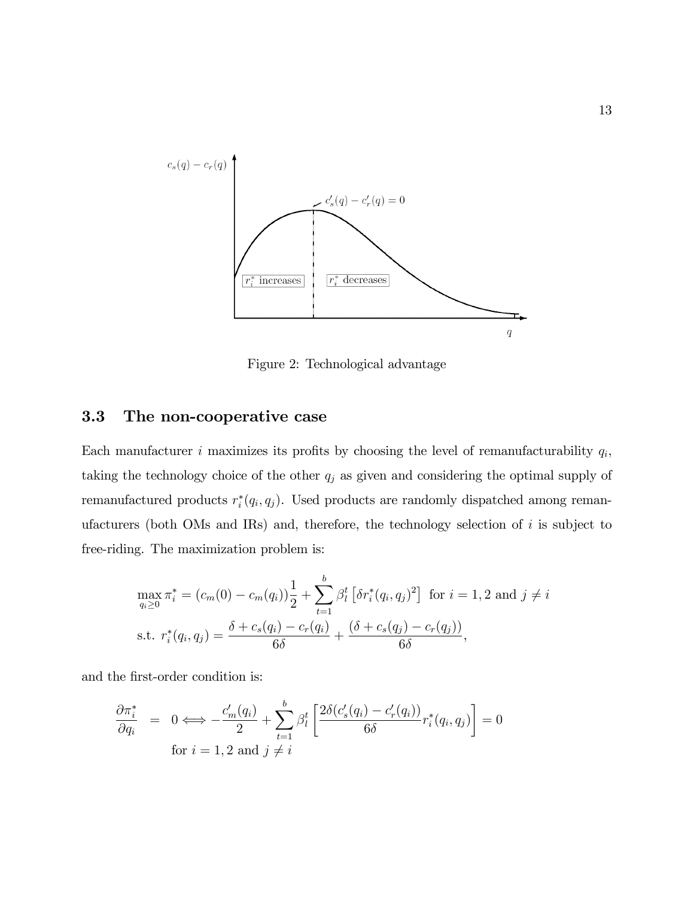Figure 2: Technological advantage

### 3.3 The non-cooperative case

Each manufacturer $i$ maximizes its profits by choosing the level of remanufacturability $q_i$, taking the technology choice of the other $q_j$ as given and considering the optimal supply of remanufactured products $r_i^*(q_i, q_j)$. Used products are randomly dispatched among remanufacturers (both OMs and IRs) and, therefore, the technology selection of $i$ is subject to free-riding. The maximization problem is:

$$\max_{q_i \geq 0} \pi_i^* = (c_m(0) - c_m(q_i))\frac{1}{2} + \sum_{t=1}^{b} \beta_l^t \left[\delta r_i^*(q_i, q_j)^2\right] \text{ for } i = 1, 2 \text{ and } j \neq i$$

$$\text{s.t. } r_i^*(q_i, q_j) = \frac{\delta + c_s(q_i) - c_r(q_i)}{6\delta} + \frac{(\delta + c_s(q_j) - c_r(q_j))}{6\delta},$$

and the first-order condition is:

$$\frac{\partial \pi_i^*}{\partial q_i} = 0 \Longleftrightarrow -\frac{c_m'(q_i)}{2} + \sum_{t=1}^{b} \beta_l^t \left[\frac{2\delta(c_s'(q_i) - c_r'(q_i))}{6\delta} r_i^*(q_i, q_j)\right] = 0$$

$$\text{for } i = 1, 2 \text{ and } j \neq i$$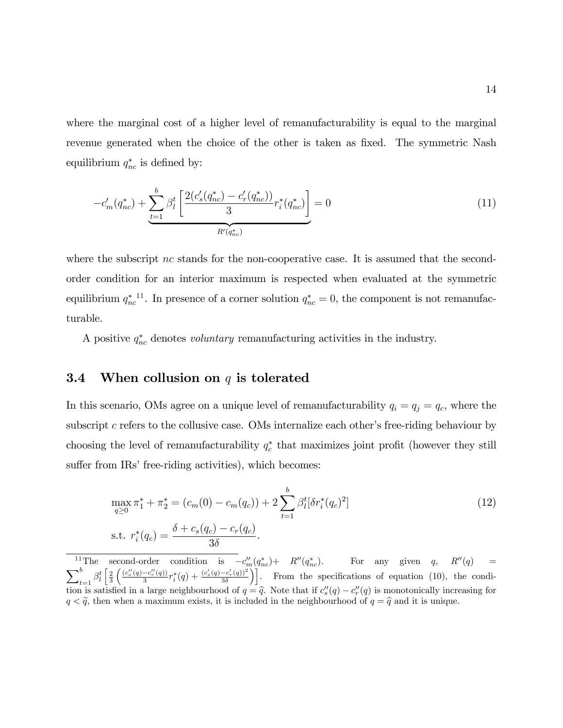where the marginal cost of a higher level of remanufacturability is equal to the marginal revenue generated when the choice of the other is taken as fixed. The symmetric Nash equilibrium $q^*_{nc}$ is defined by:

$$-c'_m(q^*_{nc}) + \underbrace{\sum_{t=1}^{b} \beta_l^t \left[ \frac{2(c'_s(q^*_{nc}) - c'_r(q^*_{nc}))}{3} r^*_i(q^*_{nc}) \right]}_{R'(q^*_{nc})} = 0 \tag{11}$$

where the subscript $nc$ stands for the non-cooperative case. It is assumed that the second-order condition for an interior maximum is respected when evaluated at the symmetric equilibrium $q^*_{nc}$[11]. In presence of a corner solution $q^*_{nc} = 0$, the component is not remanufacturable.

A positive $q^*_{nc}$ denotes *voluntary* remanufacturing activities in the industry.

### 3.4 When collusion on $q$ is tolerated

In this scenario, OMs agree on a unique level of remanufacturability $q_i = q_j = q_c$, where the subscript $c$ refers to the collusive case. OMs internalize each other's free-riding behaviour by choosing the level of remanufacturability $q^*_c$ that maximizes joint profit (however they still suffer from IRs' free-riding activities), which becomes:

$$\begin{aligned} &\max_{q \geq 0} \pi^*_1 + \pi^*_2 = (c_m(0) - c_m(q_c)) + 2\sum_{t=1}^{b} \beta_l^t [\delta r^*_i(q_c)^2] \\ &\text{s.t. } r^*_i(q_c) = \frac{\delta + c_s(q_c) - c_r(q_c)}{3\delta}. \end{aligned} \tag{12}$$

[11] The second-order condition is $-c''_m(q^*_{nc}) + R''(q^*_{nc})$. For any given $q$, $R''(q) = \sum_{t=1}^{b} \beta_l^t \left[ \frac{2}{3} \left( \frac{(c''_s(q) - c''_r(q))}{3} r^*_i(q) + \frac{(c'_s(q) - c'_r(q))^2}{3\delta} \right) \right]$. From the specifications of equation (10), the condition is satisfied in a large neighbourhood of $q = \widehat{q}$. Note that if $c''_s(q) - c''_r(q)$ is monotonically increasing for $q < \widetilde{q}$, then when a maximum exists, it is included in the neighbourhood of $q = \widehat{q}$ and it is unique.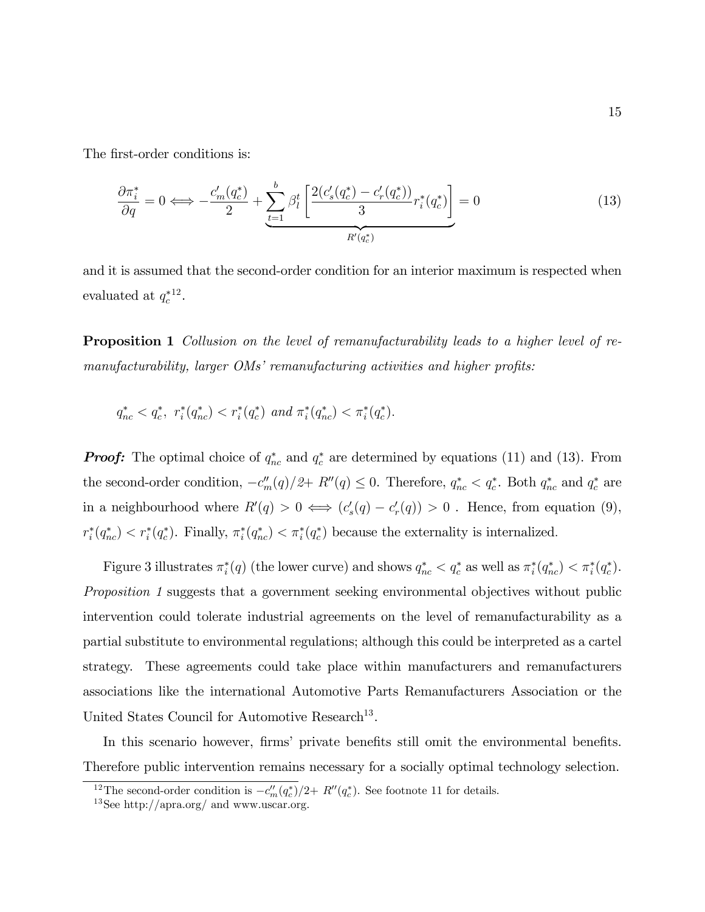The first-order conditions is:

$$\frac{\partial \pi_i^*}{\partial q} = 0 \Longleftrightarrow -\frac{c_m'(q_c^*)}{2} + \underbrace{\sum_{t=1}^{b} \beta_l^t \left[ \frac{2(c_s'(q_c^*) - c_r'(q_c^*))}{3} r_i^*(q_c^*) \right]}_{R'(q_c^*)} = 0 \tag{13}$$

and it is assumed that the second-order condition for an interior maximum is respected when evaluated at $q_c^*$[12].

**Proposition 1** *Collusion on the level of remanufacturability leads to a higher level of remanufacturability, larger OMs' remanufacturing activities and higher profits:*

$$q_{nc}^* < q_c^*, \; r_i^*(q_{nc}^*) < r_i^*(q_c^*) \text{ and } \pi_i^*(q_{nc}^*) < \pi_i^*(q_c^*).$$

***Proof:*** The optimal choice of $q_{nc}^*$ and $q_c^*$ are determined by equations (11) and (13). From the second-order condition, $-c_m''(q)/2 + R''(q) \leq 0$. Therefore, $q_{nc}^* < q_c^*$. Both $q_{nc}^*$ and $q_c^*$ are in a neighbourhood where $R'(q) > 0 \Longleftrightarrow (c_s'(q) - c_r'(q)) > 0$ . Hence, from equation (9), $r_i^*(q_{nc}^*) < r_i^*(q_c^*)$. Finally, $\pi_i^*(q_{nc}^*) < \pi_i^*(q_c^*)$ because the externality is internalized.

Figure 3 illustrates $\pi_i^*(q)$ (the lower curve) and shows $q_{nc}^* < q_c^*$ as well as $\pi_i^*(q_{nc}^*) < \pi_i^*(q_c^*)$. *Proposition 1* suggests that a government seeking environmental objectives without public intervention could tolerate industrial agreements on the level of remanufacturability as a partial substitute to environmental regulations; although this could be interpreted as a cartel strategy. These agreements could take place within manufacturers and remanufacturers associations like the international Automotive Parts Remanufacturers Association or the United States Council for Automotive Research[13].

In this scenario however, firms' private benefits still omit the environmental benefits. Therefore public intervention remains necessary for a socially optimal technology selection.

[12] The second-order condition is $-c_m''(q_c^*)/2 + R''(q_c^*)$. See footnote 11 for details.

[13] See http://apra.org/ and www.uscar.org.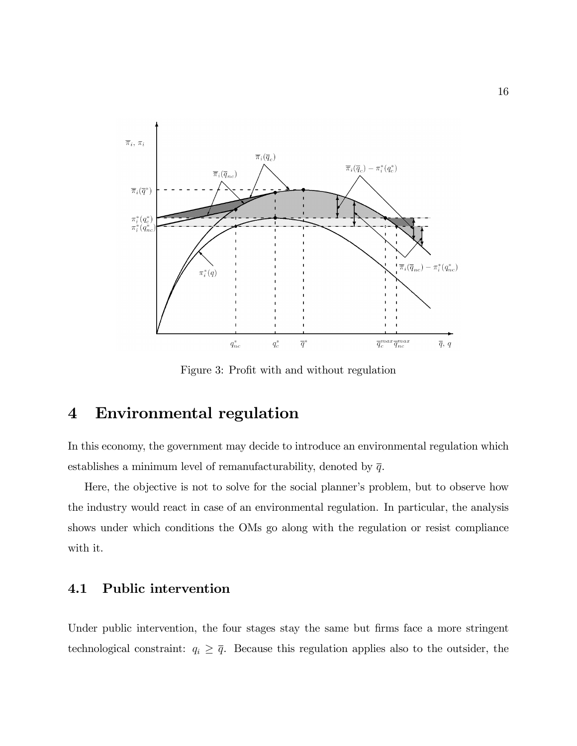Figure 3: Profit with and without regulation

# 4 Environmental regulation

In this economy, the government may decide to introduce an environmental regulation which establishes a minimum level of remanufacturability, denoted by $\overline{q}$.

Here, the objective is not to solve for the social planner's problem, but to observe how the industry would react in case of an environmental regulation. In particular, the analysis shows under which conditions the OMs go along with the regulation or resist compliance with it.

## 4.1 Public intervention

Under public intervention, the four stages stay the same but firms face a more stringent technological constraint: $q_i \geq \overline{q}$. Because this regulation applies also to the outsider, the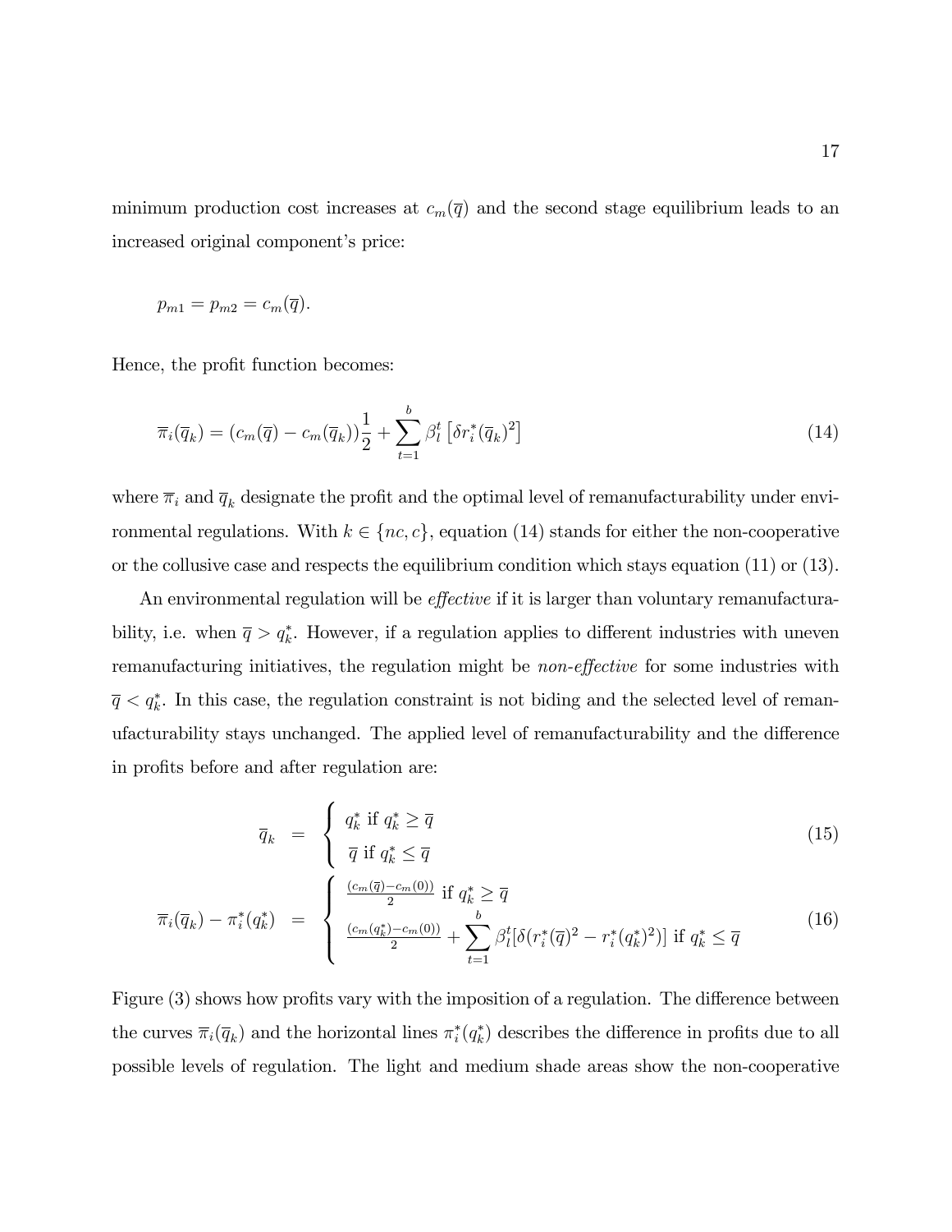minimum production cost increases at $c_m(\overline{q})$ and the second stage equilibrium leads to an increased original component's price:

$$p_{m1} = p_{m2} = c_m(\overline{q}).$$

Hence, the profit function becomes:

$$\overline{\pi}_i(\overline{q}_k) = (c_m(\overline{q}) - c_m(\overline{q}_k))\frac{1}{2} + \sum_{t=1}^{b} \beta_l^t \left[\delta r_i^*(\overline{q}_k)^2\right] \tag{14}$$

where $\overline{\pi}_i$ and $\overline{q}_k$ designate the profit and the optimal level of remanufacturability under environmental regulations. With $k \in \{nc, c\}$, equation (14) stands for either the non-cooperative or the collusive case and respects the equilibrium condition which stays equation (11) or (13).

An environmental regulation will be *effective* if it is larger than voluntary remanufacturability, i.e. when $\overline{q} > q_k^*$. However, if a regulation applies to different industries with uneven remanufacturing initiatives, the regulation might be *non-effective* for some industries with $\overline{q} < q_k^*$. In this case, the regulation constraint is not biding and the selected level of remanufacturability stays unchanged. The applied level of remanufacturability and the difference in profits before and after regulation are:

$$\overline{q}_k = \begin{cases} q_k^* \text{ if } q_k^* \geq \overline{q} \\ \overline{q} \text{ if } q_k^* \leq \overline{q} \end{cases} \tag{15}$$

$$\overline{\pi}_i(\overline{q}_k) - \pi_i^*(q_k^*) = \begin{cases} \frac{(c_m(\overline{q}) - c_m(0))}{2} \text{ if } q_k^* \geq \overline{q} \\ \frac{(c_m(q_k^*) - c_m(0))}{2} + \sum_{t=1}^{b} \beta_l^t [\delta(r_i^*(\overline{q})^2 - r_i^*(q_k^*)^2)] \text{ if } q_k^* \leq \overline{q} \end{cases} \tag{16}$$

Figure (3) shows how profits vary with the imposition of a regulation. The difference between the curves $\overline{\pi}_i(\overline{q}_k)$ and the horizontal lines $\pi_i^*(q_k^*)$ describes the difference in profits due to all possible levels of regulation. The light and medium shade areas show the non-cooperative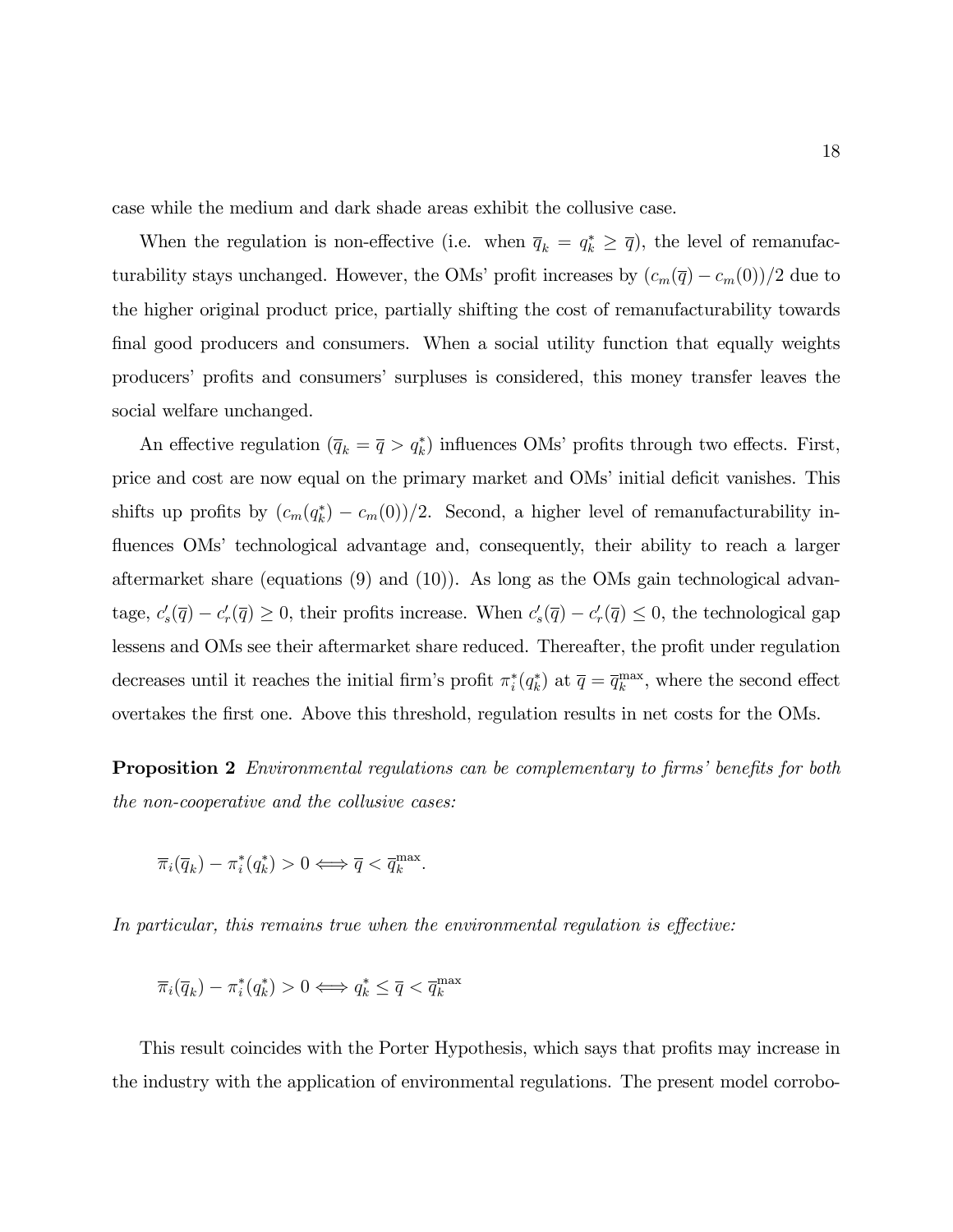case while the medium and dark shade areas exhibit the collusive case.

When the regulation is non-effective (i.e. when $\overline{q}_k = q_k^* \geq \overline{q}$), the level of remanufacturability stays unchanged. However, the OMs' profit increases by $(c_m(\overline{q}) - c_m(0))/2$ due to the higher original product price, partially shifting the cost of remanufacturability towards final good producers and consumers. When a social utility function that equally weights producers' profits and consumers' surpluses is considered, this money transfer leaves the social welfare unchanged.

An effective regulation ($\overline{q}_k = \overline{q} > q_k^*$) influences OMs' profits through two effects. First, price and cost are now equal on the primary market and OMs' initial deficit vanishes. This shifts up profits by $(c_m(q_k^*) - c_m(0))/2$. Second, a higher level of remanufacturability influences OMs' technological advantage and, consequently, their ability to reach a larger aftermarket share (equations (9) and (10)). As long as the OMs gain technological advantage, $c_s'(\overline{q}) - c_r'(\overline{q}) \geq 0$, their profits increase. When $c_s'(\overline{q}) - c_r'(\overline{q}) \leq 0$, the technological gap lessens and OMs see their aftermarket share reduced. Thereafter, the profit under regulation decreases until it reaches the initial firm's profit $\pi_i^*(q_k^*)$ at $\overline{q} = \overline{q}_k^{\max}$, where the second effect overtakes the first one. Above this threshold, regulation results in net costs for the OMs.

**Proposition 2** *Environmental regulations can be complementary to firms' benefits for both the non-cooperative and the collusive cases:*

$$\overline{\pi}_i(\overline{q}_k) - \pi_i^*(q_k^*) > 0 \Longleftrightarrow \overline{q} < \overline{q}_k^{\max}.$$

*In particular, this remains true when the environmental regulation is effective:*

$$\overline{\pi}_i(\overline{q}_k) - \pi_i^*(q_k^*) > 0 \Longleftrightarrow q_k^* \leq \overline{q} < \overline{q}_k^{\max}$$

This result coincides with the Porter Hypothesis, which says that profits may increase in the industry with the application of environmental regulations. The present model corrobo-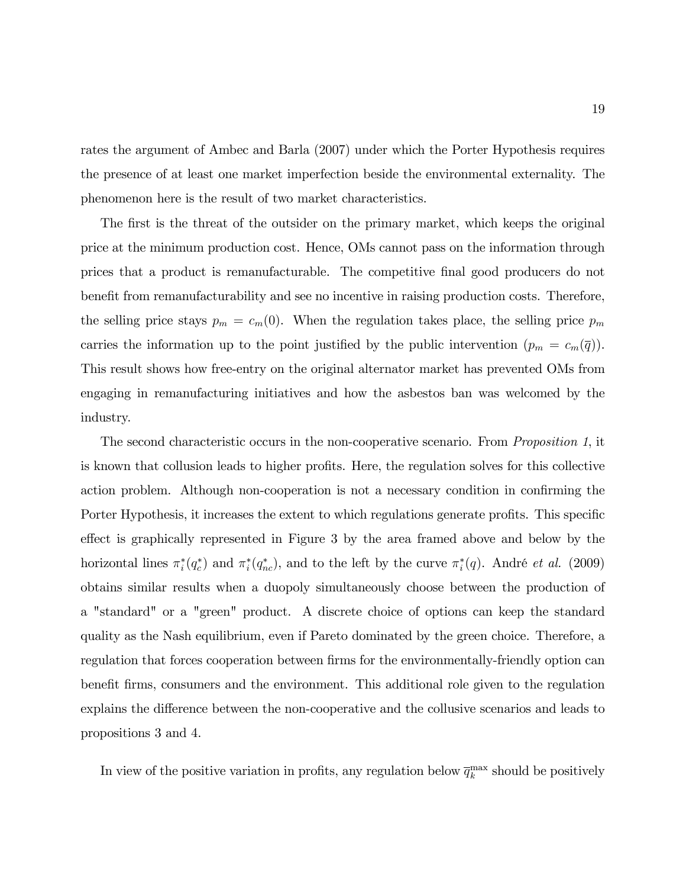rates the argument of Ambec and Barla (2007) under which the Porter Hypothesis requires the presence of at least one market imperfection beside the environmental externality. The phenomenon here is the result of two market characteristics.

The first is the threat of the outsider on the primary market, which keeps the original price at the minimum production cost. Hence, OMs cannot pass on the information through prices that a product is remanufacturable. The competitive final good producers do not benefit from remanufacturability and see no incentive in raising production costs. Therefore, the selling price stays $p_m = c_m(0)$. When the regulation takes place, the selling price $p_m$ carries the information up to the point justified by the public intervention ($p_m = c_m(\overline{q})$). This result shows how free-entry on the original alternator market has prevented OMs from engaging in remanufacturing initiatives and how the asbestos ban was welcomed by the industry.

The second characteristic occurs in the non-cooperative scenario. From *Proposition 1*, it is known that collusion leads to higher profits. Here, the regulation solves for this collective action problem. Although non-cooperation is not a necessary condition in confirming the Porter Hypothesis, it increases the extent to which regulations generate profits. This specific effect is graphically represented in Figure 3 by the area framed above and below by the horizontal lines $\pi_i^*(q_c^*)$ and $\pi_i^*(q_{nc}^*)$, and to the left by the curve $\pi_i^*(q)$. André *et al.* (2009) obtains similar results when a duopoly simultaneously choose between the production of a "standard" or a "green" product. A discrete choice of options can keep the standard quality as the Nash equilibrium, even if Pareto dominated by the green choice. Therefore, a regulation that forces cooperation between firms for the environmentally-friendly option can benefit firms, consumers and the environment. This additional role given to the regulation explains the difference between the non-cooperative and the collusive scenarios and leads to propositions 3 and 4.

In view of the positive variation in profits, any regulation below $\overline{q}_k^{\max}$ should be positively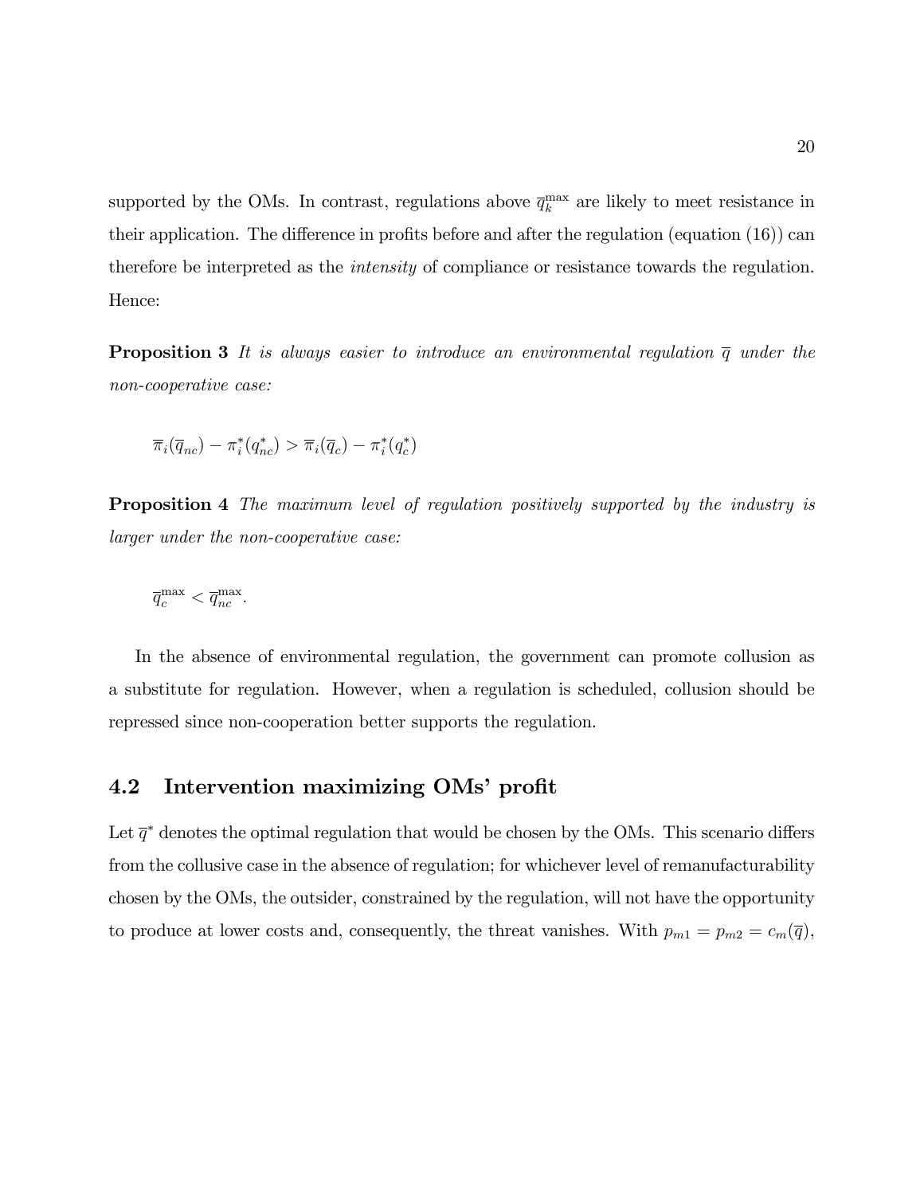supported by the OMs. In contrast, regulations above $\overline{q}_k^{\max}$ are likely to meet resistance in their application. The difference in profits before and after the regulation (equation (16)) can therefore be interpreted as the *intensity* of compliance or resistance towards the regulation. Hence:

**Proposition 3** *It is always easier to introduce an environmental regulation $\overline{q}$ under the non-cooperative case:*

$$\overline{\pi}_i(\overline{q}_{nc}) - \pi_i^*(q_{nc}^*) > \overline{\pi}_i(\overline{q}_c) - \pi_i^*(q_c^*)$$

**Proposition 4** *The maximum level of regulation positively supported by the industry is larger under the non-cooperative case:*

$$\overline{q}_c^{\max} < \overline{q}_{nc}^{\max}.$$

In the absence of environmental regulation, the government can promote collusion as a substitute for regulation. However, when a regulation is scheduled, collusion should be repressed since non-cooperation better supports the regulation.

## 4.2 Intervention maximizing OMs' profit

Let $\overline{q}^*$ denotes the optimal regulation that would be chosen by the OMs. This scenario differs from the collusive case in the absence of regulation; for whichever level of remanufacturability chosen by the OMs, the outsider, constrained by the regulation, will not have the opportunity to produce at lower costs and, consequently, the threat vanishes. With $p_{m1} = p_{m2} = c_m(\overline{q})$,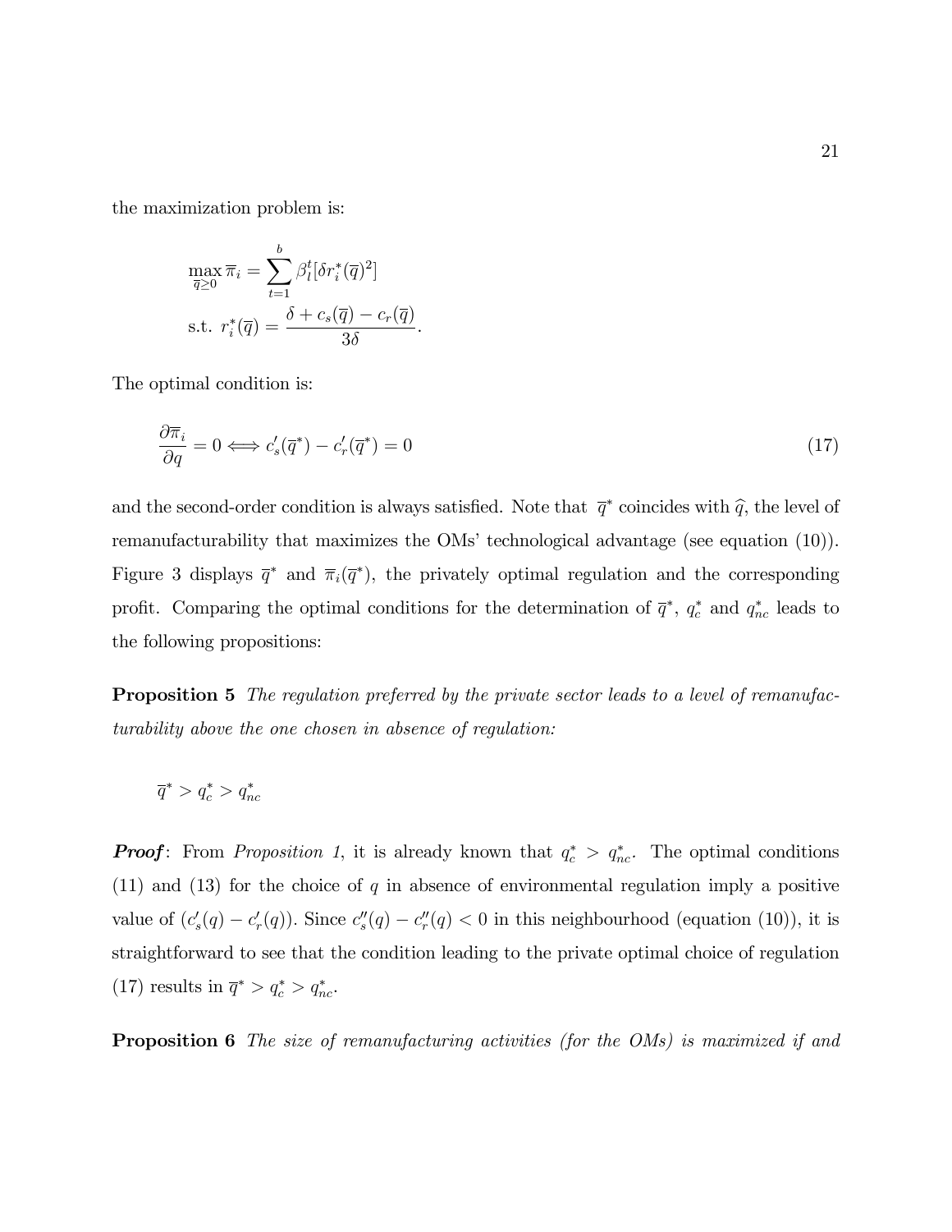the maximization problem is:

$$\max_{\overline{q} \geq 0} \overline{\pi}_i = \sum_{t=1}^{b} \beta_l^t [\delta r_i^*(\overline{q})^2]$$

$$\text{s.t. } r_i^*(\overline{q}) = \frac{\delta + c_s(\overline{q}) - c_r(\overline{q})}{3\delta}.$$

The optimal condition is:

$$\frac{\partial \overline{\pi}_i}{\partial q} = 0 \Longleftrightarrow c_s'(\overline{q}^*) - c_r'(\overline{q}^*) = 0 \tag{17}$$

and the second-order condition is always satisfied. Note that $\overline{q}^*$ coincides with $\widehat{q}$, the level of remanufacturability that maximizes the OMs' technological advantage (see equation (10)). Figure 3 displays $\overline{q}^*$ and $\overline{\pi}_i(\overline{q}^*)$, the privately optimal regulation and the corresponding profit. Comparing the optimal conditions for the determination of $\overline{q}^*$, $q_c^*$ and $q_{nc}^*$ leads to the following propositions:

**Proposition 5** *The regulation preferred by the private sector leads to a level of remanufacturability above the one chosen in absence of regulation:*

$$\overline{q}^* > q_c^* > q_{nc}^*$$

***Proof***: From *Proposition 1*, it is already known that $q_c^* > q_{nc}^*$. The optimal conditions (11) and (13) for the choice of $q$ in absence of environmental regulation imply a positive value of $(c_s'(q) - c_r'(q))$. Since $c_s''(q) - c_r''(q) < 0$ in this neighbourhood (equation (10)), it is straightforward to see that the condition leading to the private optimal choice of regulation (17) results in $\overline{q}^* > q_c^* > q_{nc}^*$.

**Proposition 6** *The size of remanufacturing activities (for the OMs) is maximized if and*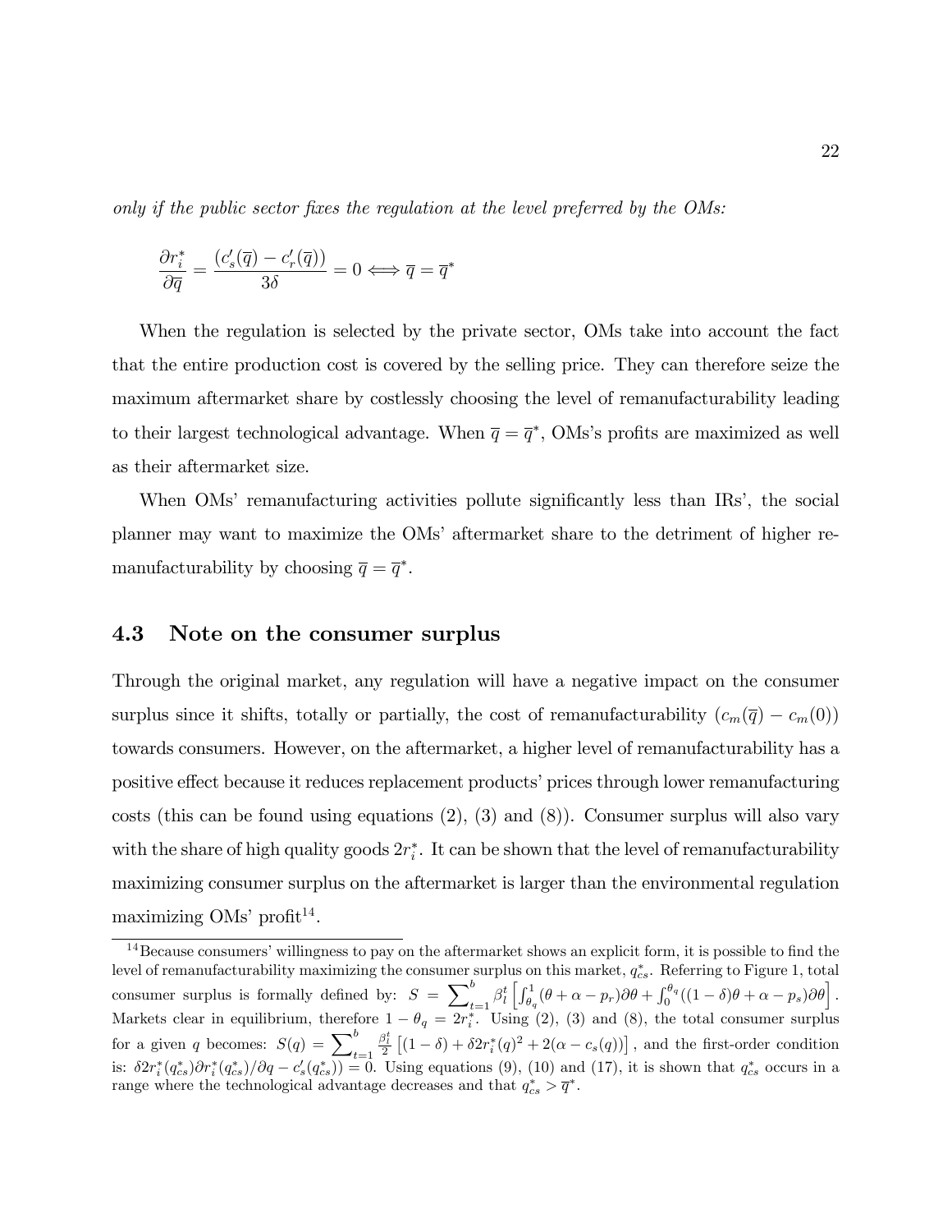*only if the public sector fixes the regulation at the level preferred by the OMs:*

$$\frac{\partial r_i^*}{\partial \overline{q}} = \frac{(c_s'(\overline{q}) - c_r'(\overline{q}))}{3\delta} = 0 \Longleftrightarrow \overline{q} = \overline{q}^*$$

When the regulation is selected by the private sector, OMs take into account the fact that the entire production cost is covered by the selling price. They can therefore seize the maximum aftermarket share by costlessly choosing the level of remanufacturability leading to their largest technological advantage. When $\overline{q} = \overline{q}^*$, OMs's profits are maximized as well as their aftermarket size.

When OMs' remanufacturing activities pollute significantly less than IRs', the social planner may want to maximize the OMs' aftermarket share to the detriment of higher remanufacturability by choosing $\overline{q} = \overline{q}^*$.

### 4.3 Note on the consumer surplus

Through the original market, any regulation will have a negative impact on the consumer surplus since it shifts, totally or partially, the cost of remanufacturability $(c_m(\overline{q}) - c_m(0))$ towards consumers. However, on the aftermarket, a higher level of remanufacturability has a positive effect because it reduces replacement products' prices through lower remanufacturing costs (this can be found using equations (2), (3) and (8)). Consumer surplus will also vary with the share of high quality goods $2r_i^*$. It can be shown that the level of remanufacturability maximizing consumer surplus on the aftermarket is larger than the environmental regulation maximizing OMs' profit[14].

[14] Because consumers' willingness to pay on the aftermarket shows an explicit form, it is possible to find the level of remanufacturability maximizing the consumer surplus on this market, $q_{cs}^*$. Referring to Figure 1, total consumer surplus is formally defined by: $S = \sum_{t=1}^{b} \beta_l^t \left[ \int_{\theta_q}^{1} (\theta + \alpha - p_r) \partial\theta + \int_0^{\theta_q} ((1-\delta)\theta + \alpha - p_s) \partial\theta \right]$. Markets clear in equilibrium, therefore $1 - \theta_q = 2r_i^*$. Using (2), (3) and (8), the total consumer surplus for a given $q$ becomes: $S(q) = \sum_{t=1}^{b} \frac{\beta_l^t}{2} \left[ (1-\delta) + \delta 2 r_i^*(q)^2 + 2(\alpha - c_s(q)) \right]$, and the first-order condition is: $\delta 2 r_i^*(q_{cs}^*) \partial r_i^*(q_{cs}^*)/\partial q - c_s'(q_{cs}^*)) = 0$. Using equations (9), (10) and (17), it is shown that $q_{cs}^*$ occurs in a range where the technological advantage decreases and that $q_{cs}^* > \overline{q}^*$.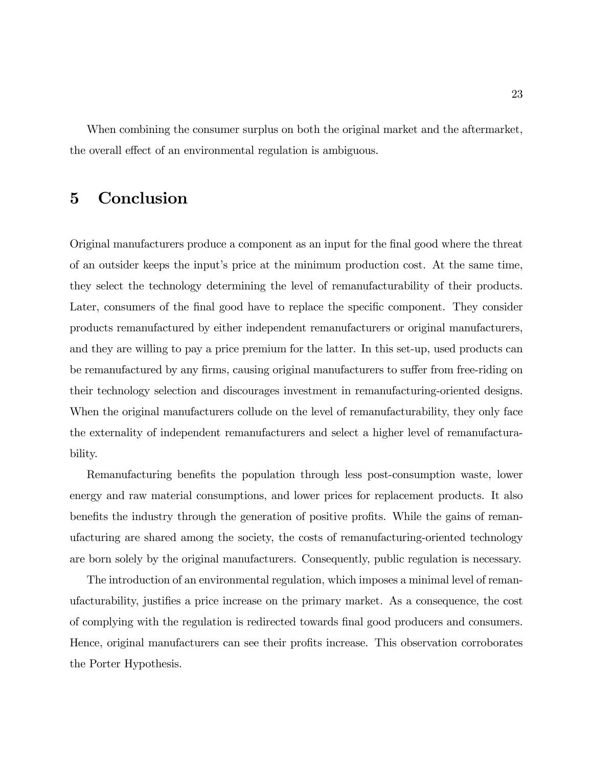When combining the consumer surplus on both the original market and the aftermarket, the overall effect of an environmental regulation is ambiguous.

# 5 Conclusion

Original manufacturers produce a component as an input for the final good where the threat of an outsider keeps the input's price at the minimum production cost. At the same time, they select the technology determining the level of remanufacturability of their products. Later, consumers of the final good have to replace the specific component. They consider products remanufactured by either independent remanufacturers or original manufacturers, and they are willing to pay a price premium for the latter. In this set-up, used products can be remanufactured by any firms, causing original manufacturers to suffer from free-riding on their technology selection and discourages investment in remanufacturing-oriented designs. When the original manufacturers collude on the level of remanufacturability, they only face the externality of independent remanufacturers and select a higher level of remanufacturability.

Remanufacturing benefits the population through less post-consumption waste, lower energy and raw material consumptions, and lower prices for replacement products. It also benefits the industry through the generation of positive profits. While the gains of remanufacturing are shared among the society, the costs of remanufacturing-oriented technology are born solely by the original manufacturers. Consequently, public regulation is necessary.

The introduction of an environmental regulation, which imposes a minimal level of remanufacturability, justifies a price increase on the primary market. As a consequence, the cost of complying with the regulation is redirected towards final good producers and consumers. Hence, original manufacturers can see their profits increase. This observation corroborates the Porter Hypothesis.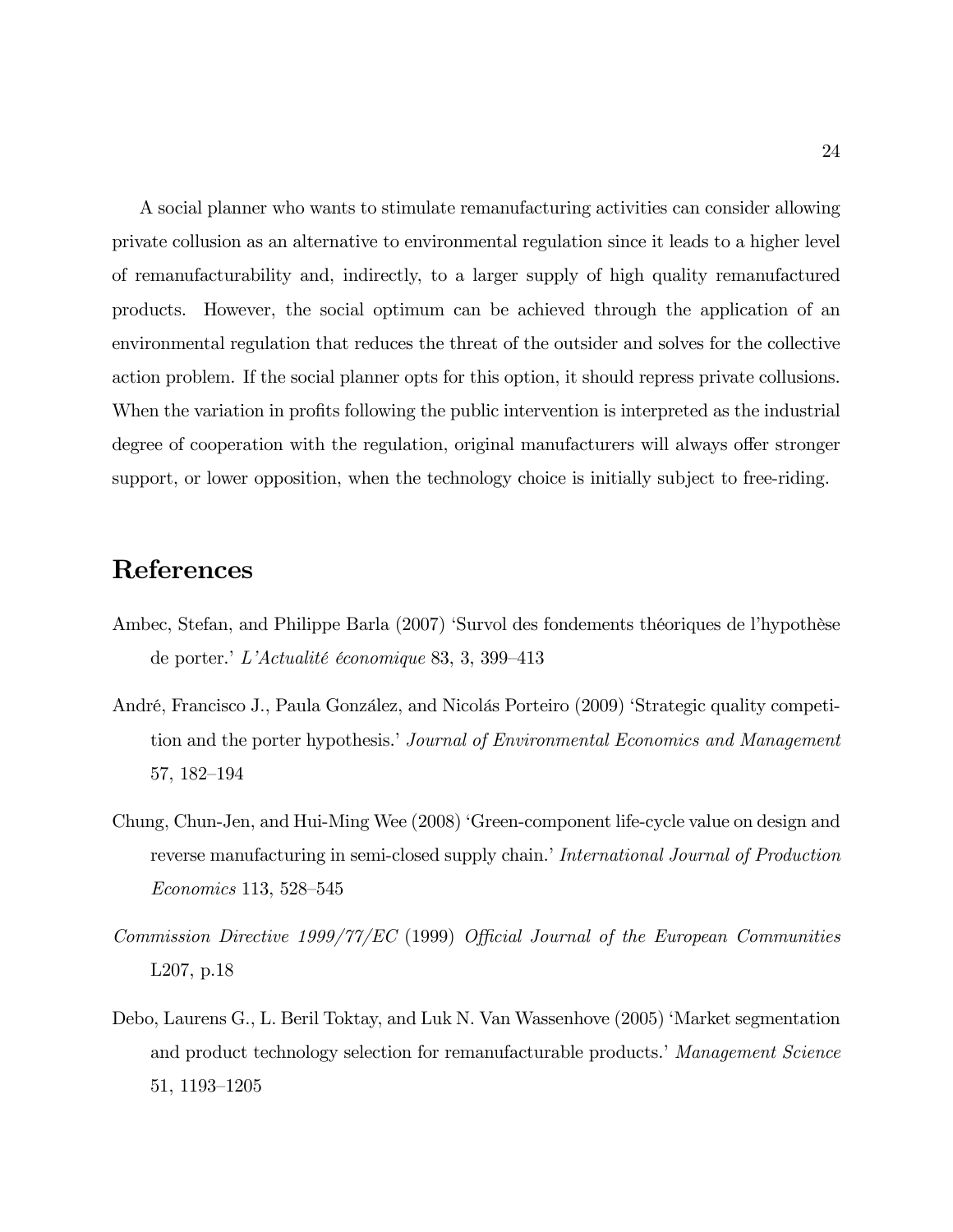A social planner who wants to stimulate remanufacturing activities can consider allowing private collusion as an alternative to environmental regulation since it leads to a higher level of remanufacturability and, indirectly, to a larger supply of high quality remanufactured products. However, the social optimum can be achieved through the application of an environmental regulation that reduces the threat of the outsider and solves for the collective action problem. If the social planner opts for this option, it should repress private collusions. When the variation in profits following the public intervention is interpreted as the industrial degree of cooperation with the regulation, original manufacturers will always offer stronger support, or lower opposition, when the technology choice is initially subject to free-riding.

## References

Ambec, Stefan, and Philippe Barla (2007) 'Survol des fondements théoriques de l'hypothèse de porter.' *L'Actualité économique* 83, 3, 399–413

André, Francisco J., Paula González, and Nicolás Porteiro (2009) 'Strategic quality competition and the porter hypothesis.' *Journal of Environmental Economics and Management* 57, 182–194

Chung, Chun-Jen, and Hui-Ming Wee (2008) 'Green-component life-cycle value on design and reverse manufacturing in semi-closed supply chain.' *International Journal of Production Economics* 113, 528–545

*Commission Directive 1999/77/EC* (1999) *Official Journal of the European Communities* L207, p.18

Debo, Laurens G., L. Beril Toktay, and Luk N. Van Wassenhove (2005) 'Market segmentation and product technology selection for remanufacturable products.' *Management Science* 51, 1193–1205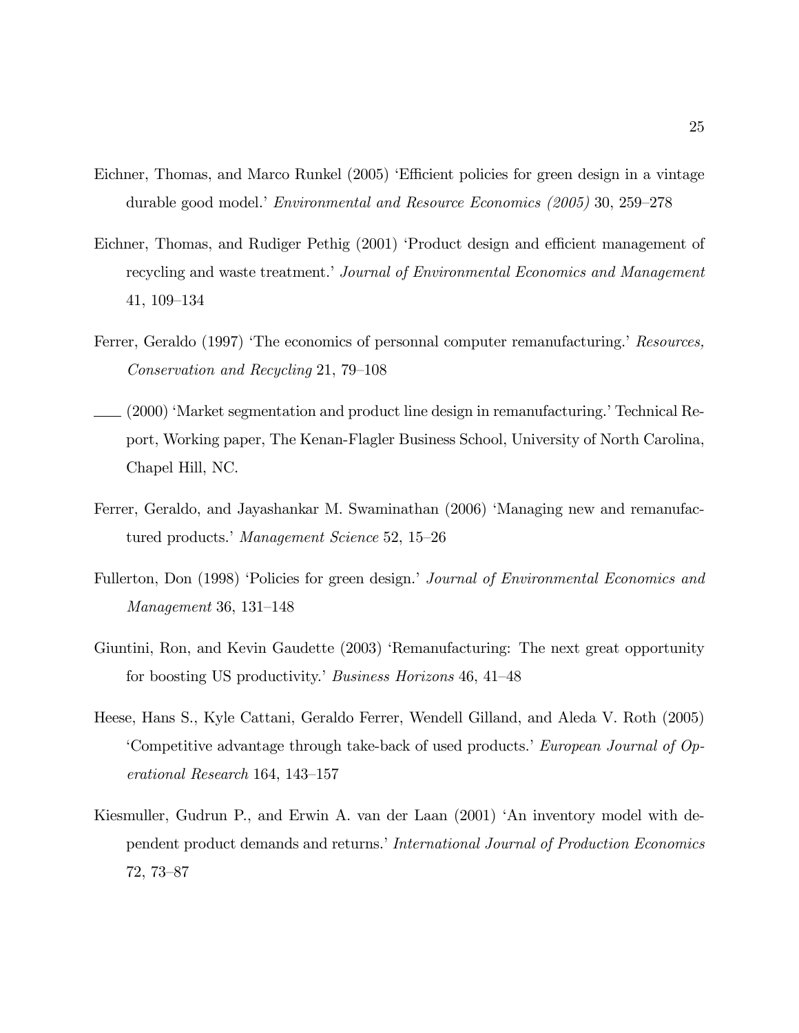Eichner, Thomas, and Marco Runkel (2005) 'Efficient policies for green design in a vintage durable good model.' *Environmental and Resource Economics (2005)* 30, 259–278

Eichner, Thomas, and Rudiger Pethig (2001) 'Product design and efficient management of recycling and waste treatment.' *Journal of Environmental Economics and Management* 41, 109–134

Ferrer, Geraldo (1997) 'The economics of personnal computer remanufacturing.' *Resources, Conservation and Recycling* 21, 79–108

—— (2000) 'Market segmentation and product line design in remanufacturing.' Technical Report, Working paper, The Kenan-Flagler Business School, University of North Carolina, Chapel Hill, NC.

Ferrer, Geraldo, and Jayashankar M. Swaminathan (2006) 'Managing new and remanufactured products.' *Management Science* 52, 15–26

Fullerton, Don (1998) 'Policies for green design.' *Journal of Environmental Economics and Management* 36, 131–148

Giuntini, Ron, and Kevin Gaudette (2003) 'Remanufacturing: The next great opportunity for boosting US productivity.' *Business Horizons* 46, 41–48

Heese, Hans S., Kyle Cattani, Geraldo Ferrer, Wendell Gilland, and Aleda V. Roth (2005) 'Competitive advantage through take-back of used products.' *European Journal of Operational Research* 164, 143–157

Kiesmuller, Gudrun P., and Erwin A. van der Laan (2001) 'An inventory model with dependent product demands and returns.' *International Journal of Production Economics* 72, 73–87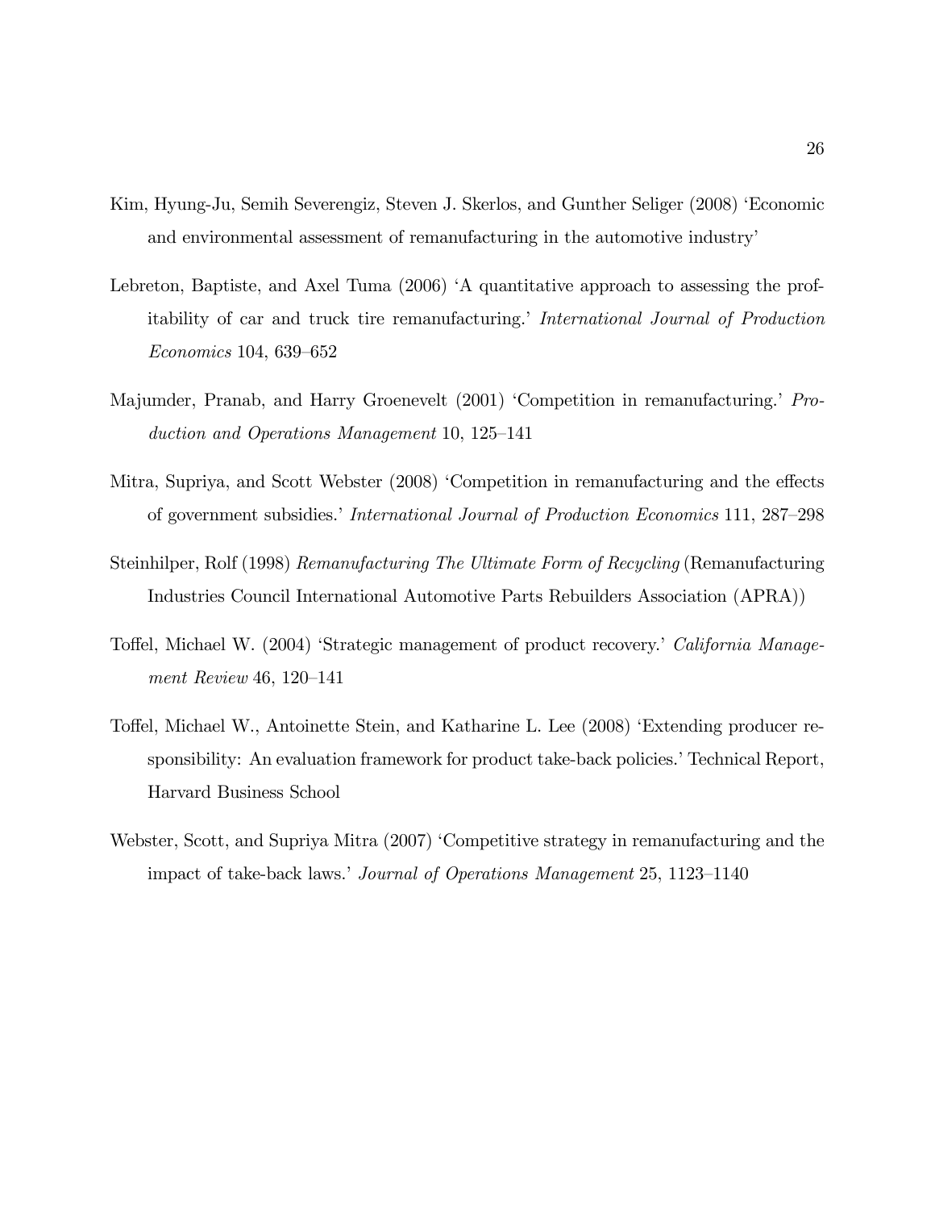Kim, Hyung-Ju, Semih Severengiz, Steven J. Skerlos, and Gunther Seliger (2008) 'Economic and environmental assessment of remanufacturing in the automotive industry'

Lebreton, Baptiste, and Axel Tuma (2006) 'A quantitative approach to assessing the profitability of car and truck tire remanufacturing.' *International Journal of Production Economics* 104, 639–652

Majumder, Pranab, and Harry Groenevelt (2001) 'Competition in remanufacturing.' *Production and Operations Management* 10, 125–141

Mitra, Supriya, and Scott Webster (2008) 'Competition in remanufacturing and the effects of government subsidies.' *International Journal of Production Economics* 111, 287–298

Steinhilper, Rolf (1998) *Remanufacturing The Ultimate Form of Recycling* (Remanufacturing Industries Council International Automotive Parts Rebuilders Association (APRA))

Toffel, Michael W. (2004) 'Strategic management of product recovery.' *California Management Review* 46, 120–141

Toffel, Michael W., Antoinette Stein, and Katharine L. Lee (2008) 'Extending producer responsibility: An evaluation framework for product take-back policies.' Technical Report, Harvard Business School

Webster, Scott, and Supriya Mitra (2007) 'Competitive strategy in remanufacturing and the impact of take-back laws.' *Journal of Operations Management* 25, 1123–1140